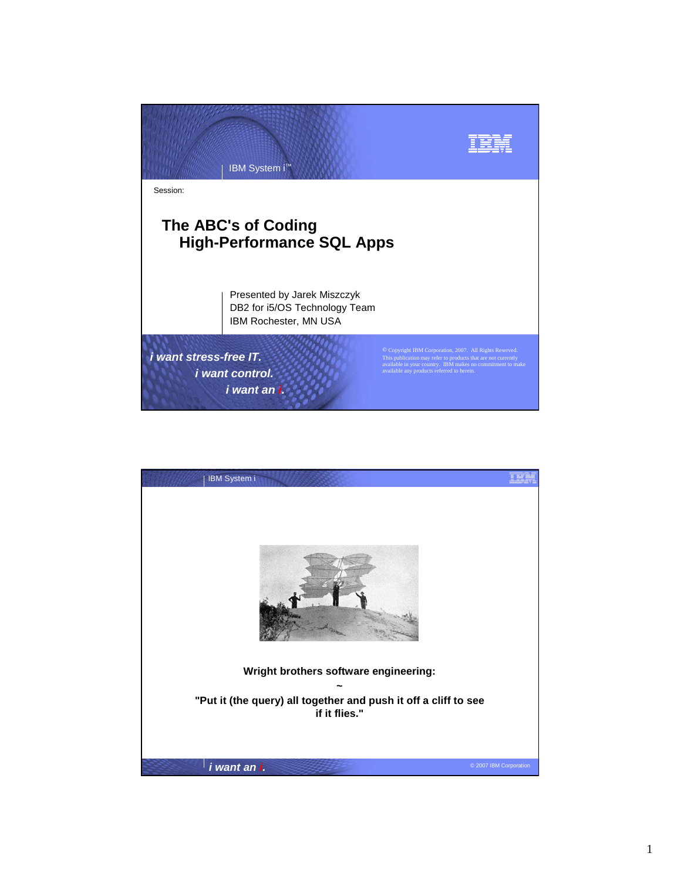IBM System i™

Session:

# The ABC's of Coding High-Performance SQL Apps

Presented by Jarek Miszczyk
DB2 for i5/OS Technology Team
IBM Rochester, MN USA

*i want stress-free IT.*
*i want control.*
*i want an i.*

© Copyright IBM Corporation, 2007. All Rights Reserved.
This publication may refer to products that are not currently available in your country. IBM makes no commitment to make available any products referred to herein.

---

**Wright brothers software engineering:**

**~**

**"Put it (the query) all together and push it off a cliff to see if it flies."**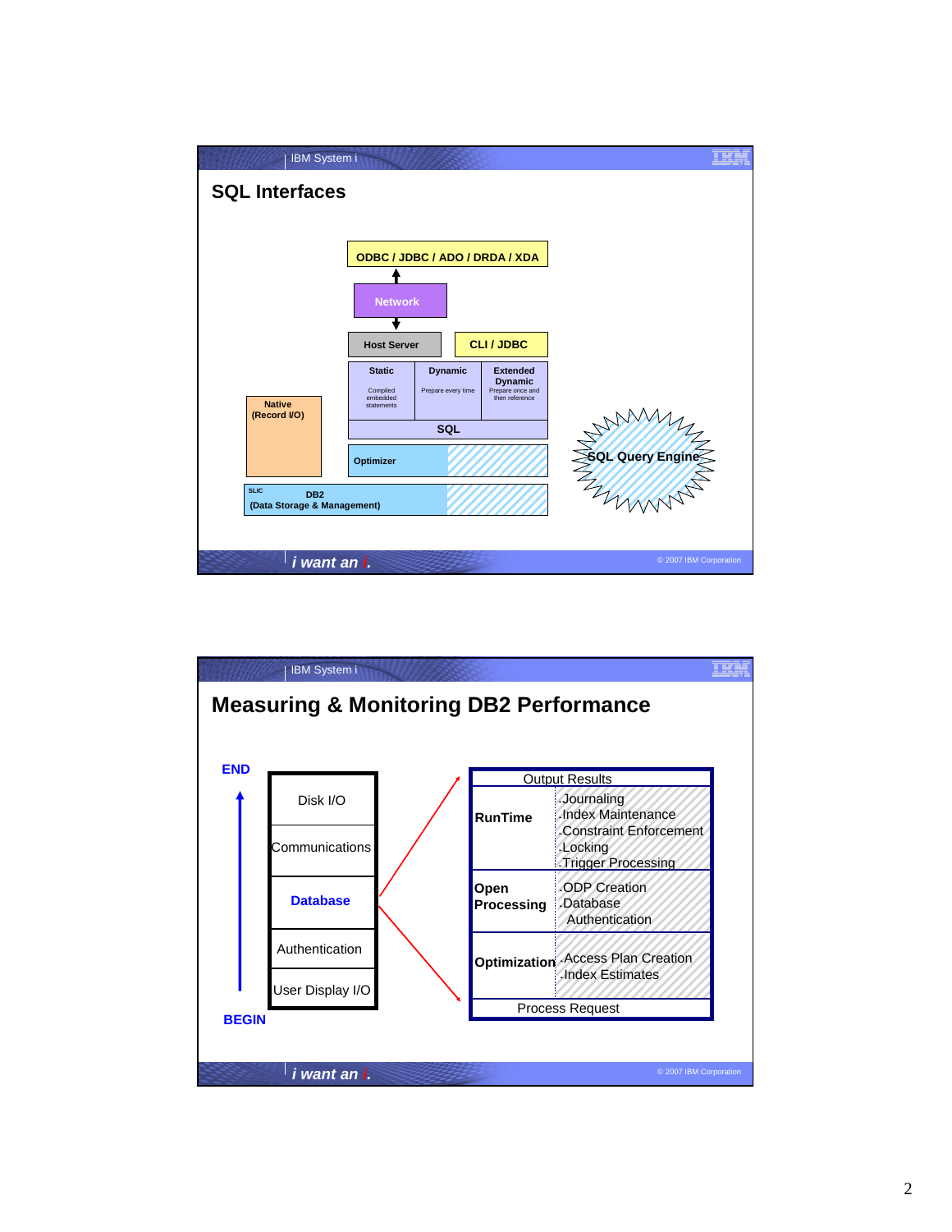## SQL Interfaces

ODBC / JDBC / ADO / DRDA / XDA

Network

Host Server

CLI / JDBC

| Static | Dynamic | Extended Dynamic |
|---|---|---|
| Compiled embedded statements | Prepare every time | Prepare once and then reference |

SQL

Native (Record I/O)

Optimizer

SLIC

DB2 (Data Storage & Management)

SQL Query Engine

## Measuring & Monitoring DB2 Performance

END

- Disk I/O
- Communications
- **Database**
- Authentication
- User Display I/O

BEGIN

| Output Results | |
|---|---|
| **RunTime** | -Journaling<br>-Index Maintenance<br>-Constraint Enforcement<br>-Locking<br>-Trigger Processing |
| **Open Processing** | -ODP Creation<br>-Database Authentication |
| **Optimization** | -Access Plan Creation<br>-Index Estimates |
| Process Request | |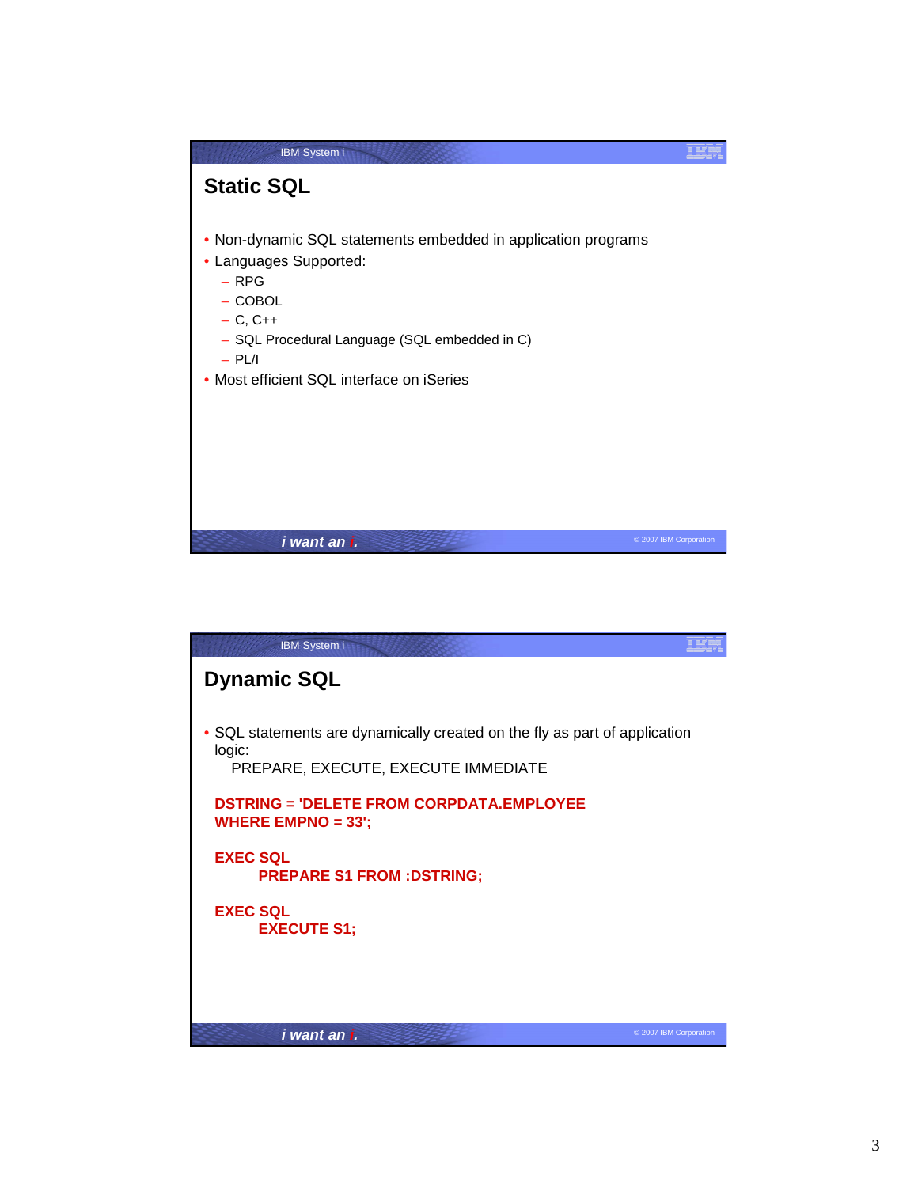## Static SQL

- Non-dynamic SQL statements embedded in application programs
- Languages Supported:
  - RPG
  - COBOL
  - C, C++
  - SQL Procedural Language (SQL embedded in C)
  - PL/I
- Most efficient SQL interface on iSeries

## Dynamic SQL

- SQL statements are dynamically created on the fly as part of application logic:
  PREPARE, EXECUTE, EXECUTE IMMEDIATE

```
DSTRING = 'DELETE FROM CORPDATA.EMPLOYEE
WHERE EMPNO = 33';

EXEC SQL
      PREPARE S1 FROM :DSTRING;

EXEC SQL
      EXECUTE S1;
```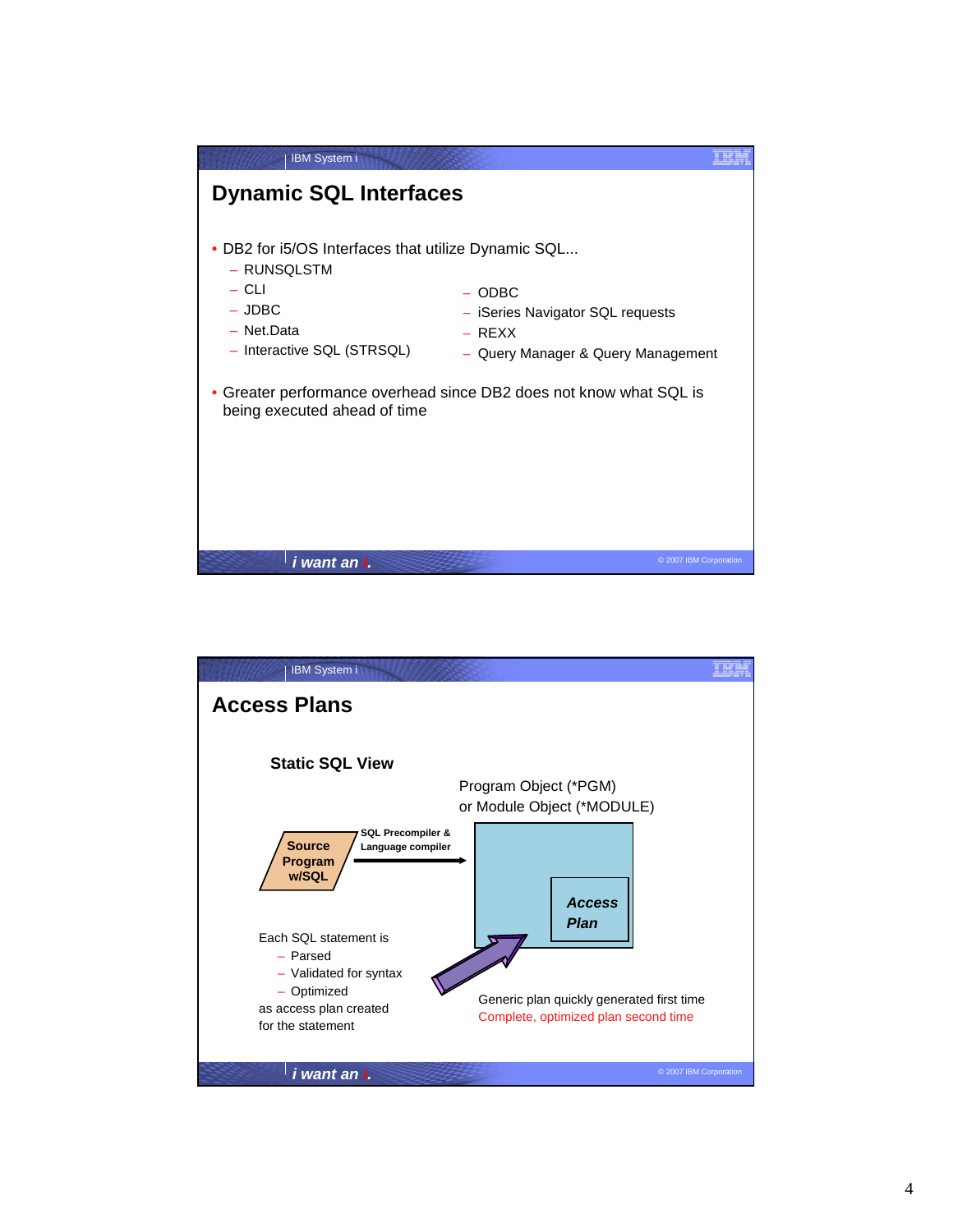## Dynamic SQL Interfaces

- DB2 for i5/OS Interfaces that utilize Dynamic SQL...
  - RUNSQLSTM
  - CLI
  - JDBC
  - Net.Data
  - Interactive SQL (STRSQL)
  - ODBC
  - iSeries Navigator SQL requests
  - REXX
  - Query Manager & Query Management
- Greater performance overhead since DB2 does not know what SQL is being executed ahead of time

## Access Plans

### Static SQL View

Program Object (*PGM)
or Module Object (*MODULE)

**Source Program w/SQL** → **SQL Precompiler & Language compiler** → ***Access Plan***

Each SQL statement is
- Parsed
- Validated for syntax
- Optimized

as access plan created for the statement

Generic plan quickly generated first time
Complete, optimized plan second time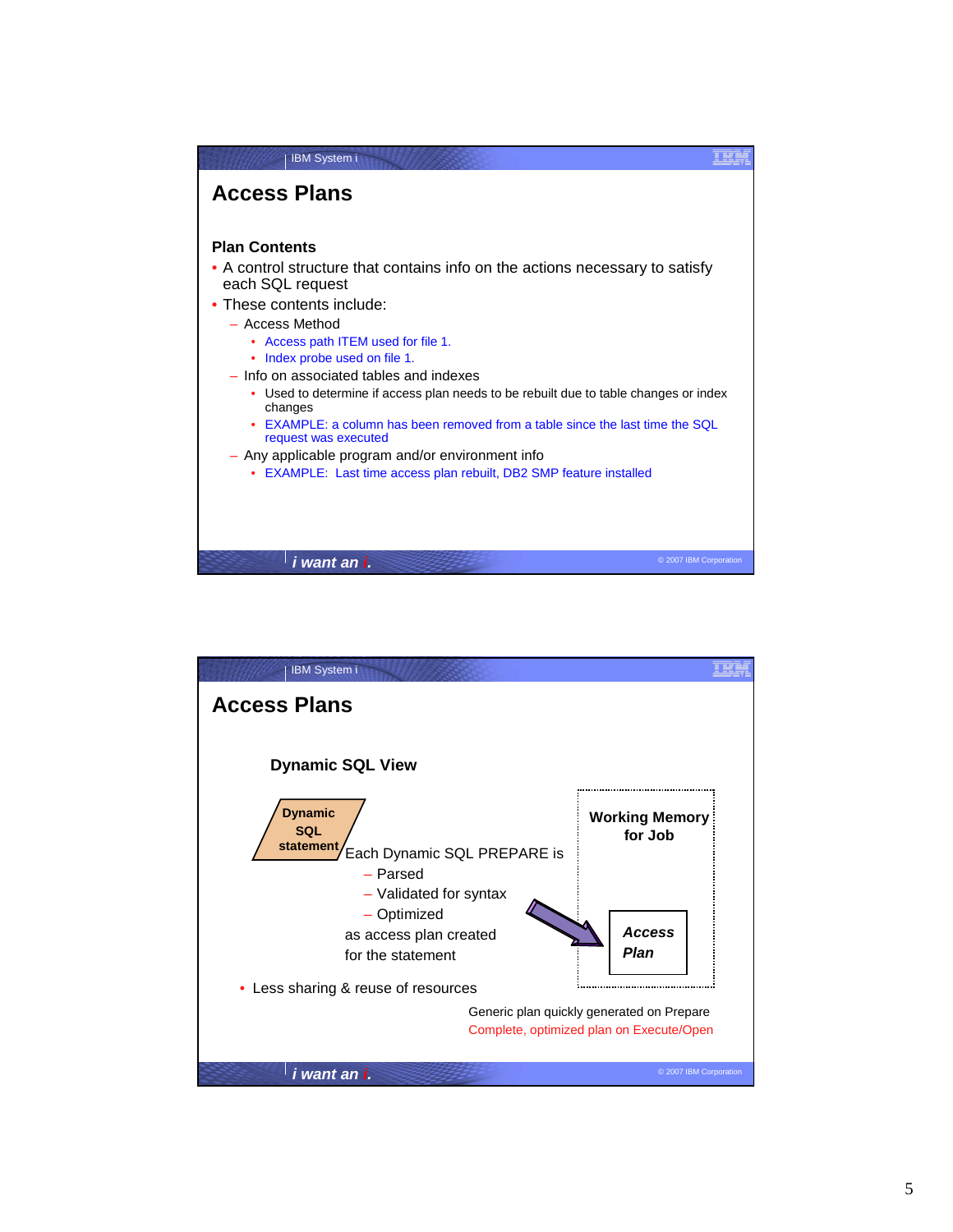# Access Plans

## Plan Contents

- A control structure that contains info on the actions necessary to satisfy each SQL request
- These contents include:
  - Access Method
    - Access path ITEM used for file 1.
    - Index probe used on file 1.
  - Info on associated tables and indexes
    - Used to determine if access plan needs to be rebuilt due to table changes or index changes
    - EXAMPLE: a column has been removed from a table since the last time the SQL request was executed
  - Any applicable program and/or environment info
    - EXAMPLE: Last time access plan rebuilt, DB2 SMP feature installed

# Access Plans

### Dynamic SQL View

**Dynamic SQL statement**

Each Dynamic SQL PREPARE is
- Parsed
- Validated for syntax
- Optimized

as access plan created for the statement

**Working Memory for Job**

***Access Plan***

- Less sharing & reuse of resources

Generic plan quickly generated on Prepare
Complete, optimized plan on Execute/Open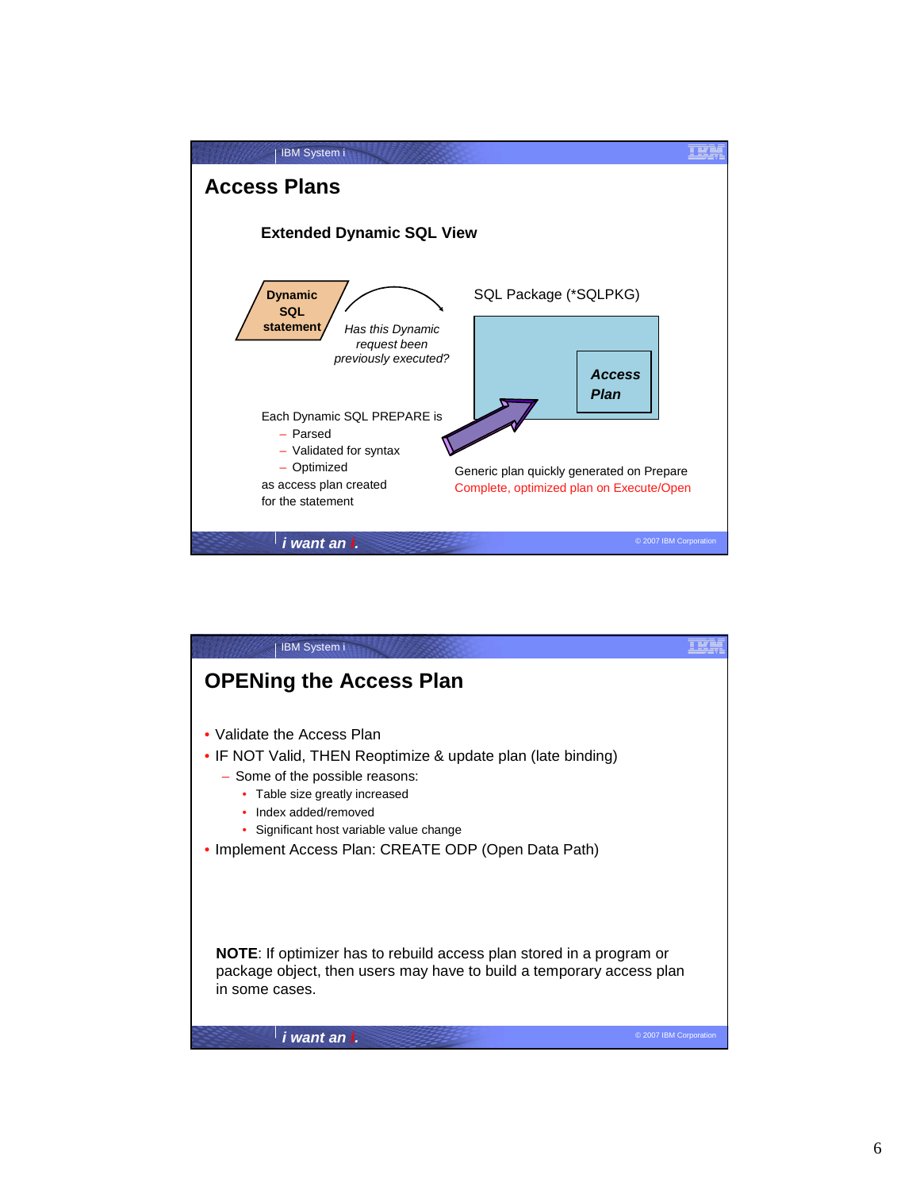## Access Plans

### Extended Dynamic SQL View

**Dynamic SQL statement**

*Has this Dynamic request been previously executed?*

SQL Package (*SQLPKG)

***Access Plan***

Each Dynamic SQL PREPARE is
- Parsed
- Validated for syntax
- Optimized

as access plan created for the statement

Generic plan quickly generated on Prepare
Complete, optimized plan on Execute/Open

## OPENing the Access Plan

- Validate the Access Plan
- IF NOT Valid, THEN Reoptimize & update plan (late binding)
  - Some of the possible reasons:
    - Table size greatly increased
    - Index added/removed
    - Significant host variable value change
- Implement Access Plan: CREATE ODP (Open Data Path)

**NOTE**: If optimizer has to rebuild access plan stored in a program or package object, then users may have to build a temporary access plan in some cases.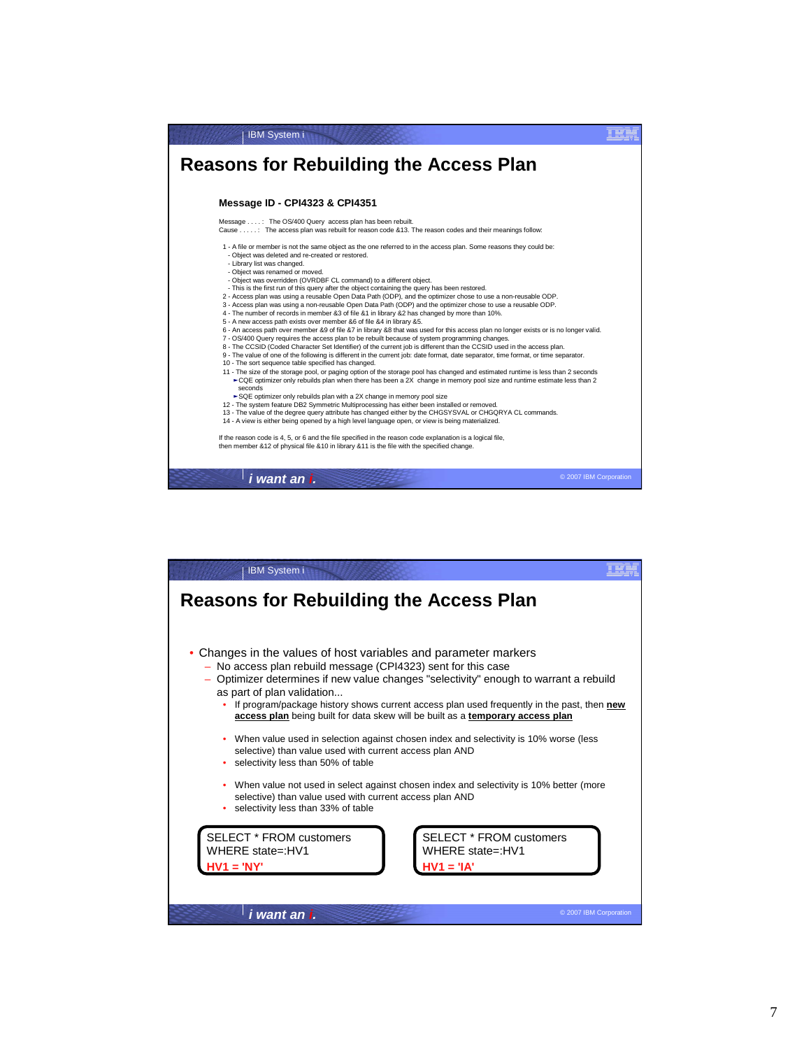# Reasons for Rebuilding the Access Plan

### Message ID - CPI4323 & CPI4351

Message . . . . : The OS/400 Query access plan has been rebuilt.
Cause . . . . . : The access plan was rebuilt for reason code &13. The reason codes and their meanings follow:

1 - A file or member is not the same object as the one referred to in the access plan. Some reasons they could be:
- Object was deleted and re-created or restored.
- Library list was changed.
- Object was renamed or moved.
- Object was overridden (OVRDBF CL command) to a different object.
- This is the first run of this query after the object containing the query has been restored.

2 - Access plan was using a reusable Open Data Path (ODP), and the optimizer chose to use a non-reusable ODP.
3 - Access plan was using a non-reusable Open Data Path (ODP) and the optimizer chose to use a reusable ODP.
4 - The number of records in member &3 of file &1 in library &2 has changed by more than 10%.
5 - A new access path exists over member &6 of file &4 in library &5.
6 - An access path over member &9 of file &7 in library &8 that was used for this access plan no longer exists or is no longer valid.
7 - OS/400 Query requires the access plan to be rebuilt because of system programming changes.
8 - The CCSID (Coded Character Set Identifier) of the current job is different than the CCSID used in the access plan.
9 - The value of one of the following is different in the current job: date format, date separator, time format, or time separator.
10 - The sort sequence table specified has changed.
11 - The size of the storage pool, or paging option of the storage pool has changed and estimated runtime is less than 2 seconds
- ►CQE optimizer only rebuilds plan when there has been a 2X change in memory pool size and runtime estimate less than 2 seconds
- ►SQE optimizer only rebuilds plan with a 2X change in memory pool size

12 - The system feature DB2 Symmetric Multiprocessing has either been installed or removed.
13 - The value of the degree query attribute has changed either by the CHGSYSVAL or CHGQRYA CL commands.
14 - A view is either being opened by a high level language open, or view is being materialized.

If the reason code is 4, 5, or 6 and the file specified in the reason code explanation is a logical file, then member &12 of physical file &10 in library &11 is the file with the specified change.

# Reasons for Rebuilding the Access Plan

- Changes in the values of host variables and parameter markers
  - No access plan rebuild message (CPI4323) sent for this case
  - Optimizer determines if new value changes "selectivity" enough to warrant a rebuild as part of plan validation...
    - If program/package history shows current access plan used frequently in the past, then **new access plan** being built for data skew will be built as a **temporary access plan**
    - When value used in selection against chosen index and selectivity is 10% worse (less selective) than value used with current access plan AND
    - selectivity less than 50% of table
    - When value not used in select against chosen index and selectivity is 10% better (more selective) than value used with current access plan AND
    - selectivity less than 33% of table

```
SELECT * FROM customers
WHERE state=:HV1
HV1 = 'NY'
```

```
SELECT * FROM customers
WHERE state=:HV1
HV1 = 'IA'
```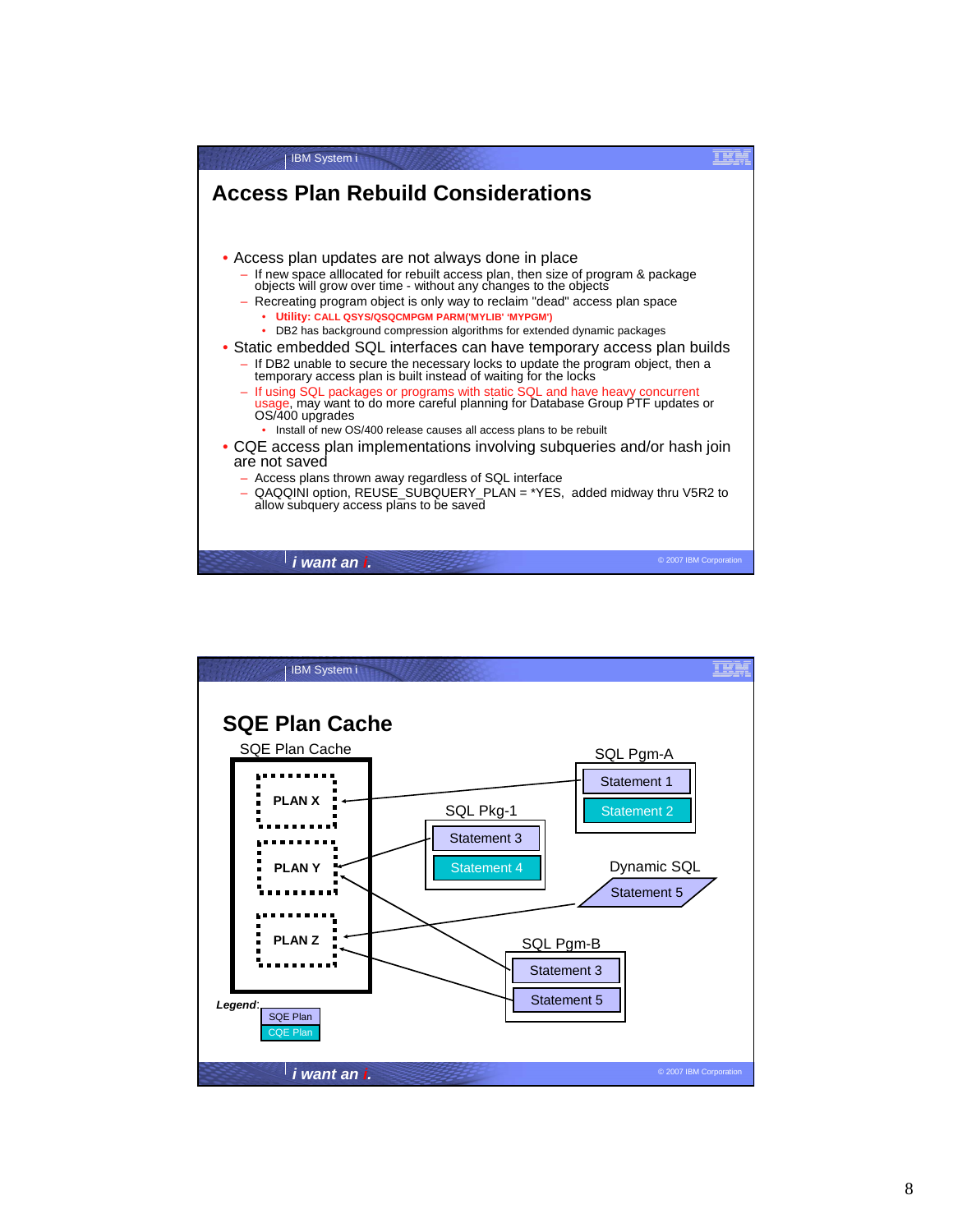# Access Plan Rebuild Considerations

- Access plan updates are not always done in place
  - If new space alllocated for rebuilt access plan, then size of program & package objects will grow over time - without any changes to the objects
  - Recreating program object is only way to reclaim "dead" access plan space
    - **Utility: CALL QSYS/QSQCMPGM PARM('MYLIB' 'MYPGM')**
    - DB2 has background compression algorithms for extended dynamic packages
- Static embedded SQL interfaces can have temporary access plan builds
  - If DB2 unable to secure the necessary locks to update the program object, then a temporary access plan is built instead of waiting for the locks
  - If using SQL packages or programs with static SQL and have heavy concurrent usage, may want to do more careful planning for Database Group PTF updates or OS/400 upgrades
    - Install of new OS/400 release causes all access plans to be rebuilt
- CQE access plan implementations involving subqueries and/or hash join are not saved
  - Access plans thrown away regardless of SQL interface
  - QAQQINI option, REUSE_SUBQUERY_PLAN = *YES, added midway thru V5R2 to allow subquery access plans to be saved

# SQE Plan Cache

SQE Plan Cache

- PLAN X
- PLAN Y
- PLAN Z

SQL Pgm-A
- Statement 1
- Statement 2

SQL Pkg-1
- Statement 3
- Statement 4

Dynamic SQL
- Statement 5

SQL Pgm-B
- Statement 3
- Statement 5

*Legend*:
- SQE Plan
- CQE Plan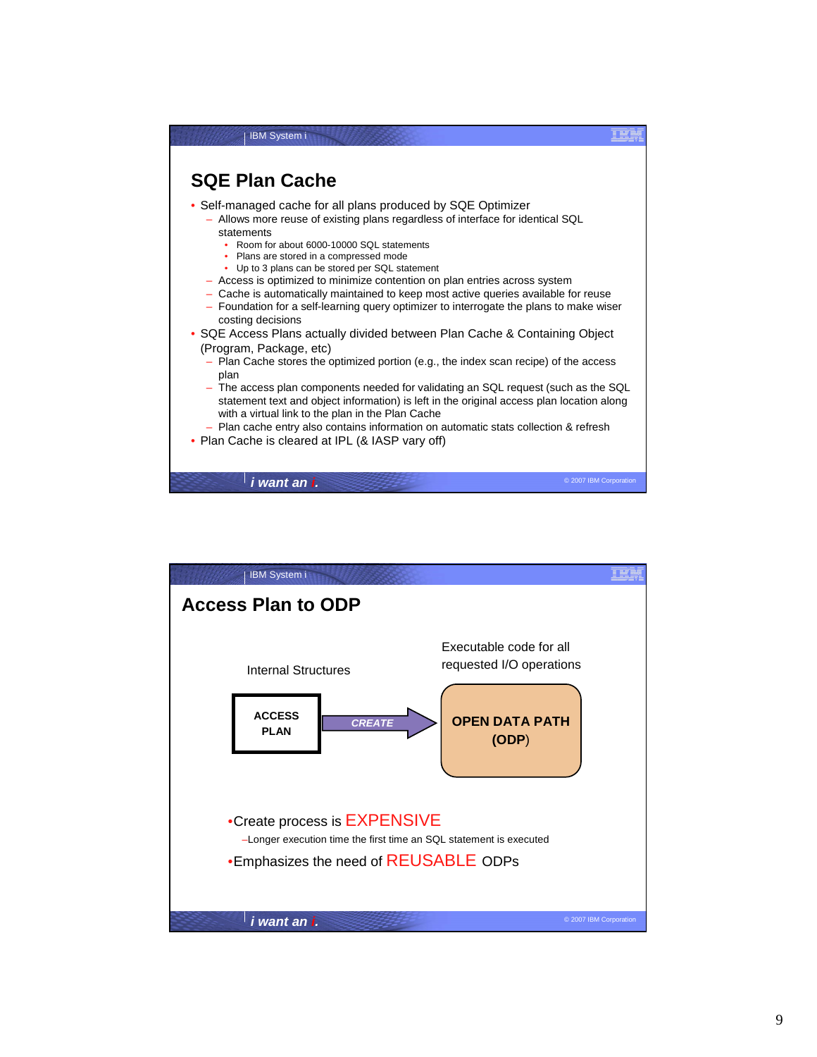## SQE Plan Cache

- Self-managed cache for all plans produced by SQE Optimizer
  - Allows more reuse of existing plans regardless of interface for identical SQL statements
    - Room for about 6000-10000 SQL statements
    - Plans are stored in a compressed mode
    - Up to 3 plans can be stored per SQL statement
  - Access is optimized to minimize contention on plan entries across system
  - Cache is automatically maintained to keep most active queries available for reuse
  - Foundation for a self-learning query optimizer to interrogate the plans to make wiser costing decisions
- SQE Access Plans actually divided between Plan Cache & Containing Object (Program, Package, etc)
  - Plan Cache stores the optimized portion (e.g., the index scan recipe) of the access plan
  - The access plan components needed for validating an SQL request (such as the SQL statement text and object information) is left in the original access plan location along with a virtual link to the plan in the Plan Cache
  - Plan cache entry also contains information on automatic stats collection & refresh
- Plan Cache is cleared at IPL (& IASP vary off)

## Access Plan to ODP

Internal Structures: **ACCESS PLAN** → *CREATE* → **OPEN DATA PATH (ODP)**: Executable code for all requested I/O operations

- Create process is EXPENSIVE
  - Longer execution time the first time an SQL statement is executed
- Emphasizes the need of REUSABLE ODPs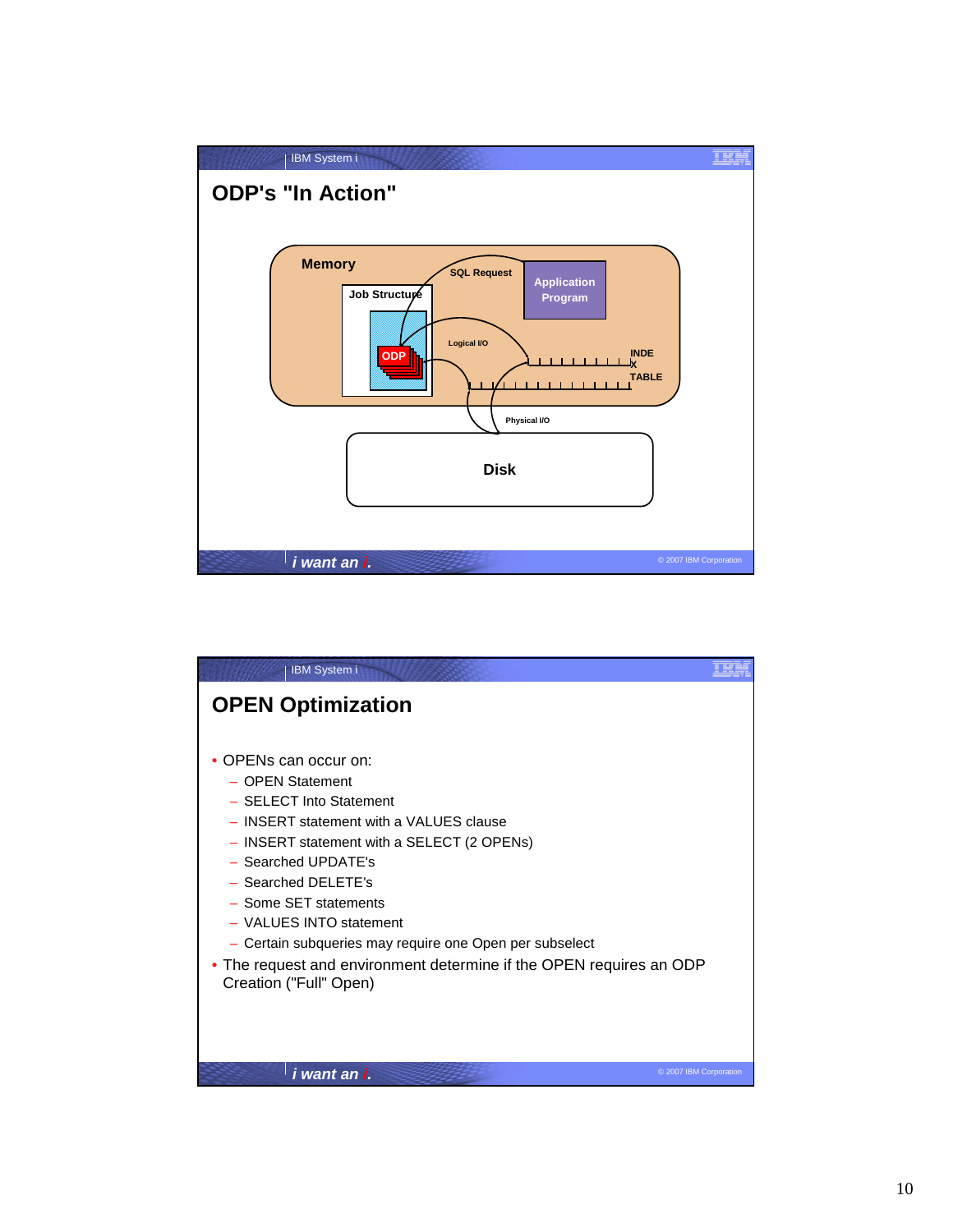## ODP's "In Action"

Memory

Job Structure

ODP

SQL Request

Application Program

Logical I/O

INDEX

TABLE

Physical I/O

Disk

## OPEN Optimization

- OPENs can occur on:
  - OPEN Statement
  - SELECT Into Statement
  - INSERT statement with a VALUES clause
  - INSERT statement with a SELECT (2 OPENs)
  - Searched UPDATE's
  - Searched DELETE's
  - Some SET statements
  - VALUES INTO statement
  - Certain subqueries may require one Open per subselect
- The request and environment determine if the OPEN requires an ODP Creation ("Full" Open)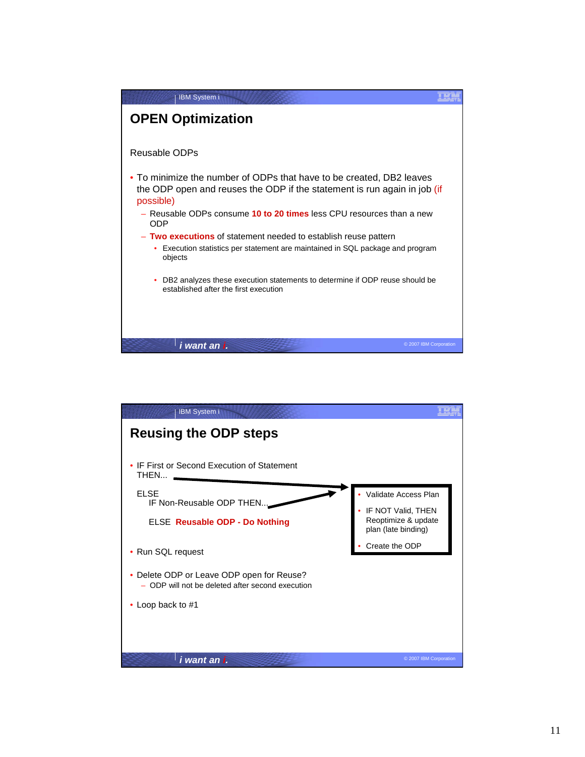## OPEN Optimization

Reusable ODPs

- To minimize the number of ODPs that have to be created, DB2 leaves the ODP open and reuses the ODP if the statement is run again in job (if possible)
  - Reusable ODPs consume **10 to 20 times** less CPU resources than a new ODP
  - **Two executions** of statement needed to establish reuse pattern
    - Execution statistics per statement are maintained in SQL package and program objects
    - DB2 analyzes these execution statements to determine if ODP reuse should be established after the first execution

## Reusing the ODP steps

- IF First or Second Execution of Statement
  THEN...

  ELSE
  IF Non-Reusable ODP THEN...

  ELSE **Reusable ODP - Do Nothing**

  (Both THEN branches lead to:)
  - Validate Access Plan
  - IF NOT Valid, THEN Reoptimize & update plan (late binding)
  - Create the ODP

- Run SQL request
- Delete ODP or Leave ODP open for Reuse?
  - ODP will not be deleted after second execution
- Loop back to #1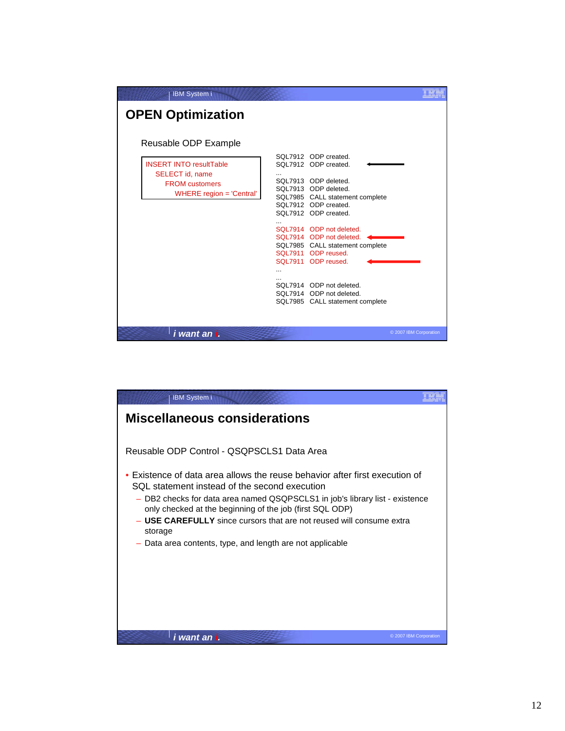# OPEN Optimization

Reusable ODP Example

```
INSERT INTO resultTable
   SELECT id, name
      FROM customers
         WHERE region = 'Central'
```

```
SQL7912  ODP created.
SQL7912  ODP created.
...
SQL7913  ODP deleted.
SQL7913  ODP deleted.
SQL7985  CALL statement complete
SQL7912  ODP created.
SQL7912  ODP created.
...
SQL7914  ODP not deleted.
SQL7914  ODP not deleted.
SQL7985  CALL statement complete
SQL7911  ODP reused.
SQL7911  ODP reused.
...
...
SQL7914  ODP not deleted.
SQL7914  ODP not deleted.
SQL7985  CALL statement complete
```

# Miscellaneous considerations

Reusable ODP Control - QSQPSCLS1 Data Area

- Existence of data area allows the reuse behavior after first execution of SQL statement instead of the second execution
  - DB2 checks for data area named QSQPSCLS1 in job's library list - existence only checked at the beginning of the job (first SQL ODP)
  - **USE CAREFULLY** since cursors that are not reused will consume extra storage
  - Data area contents, type, and length are not applicable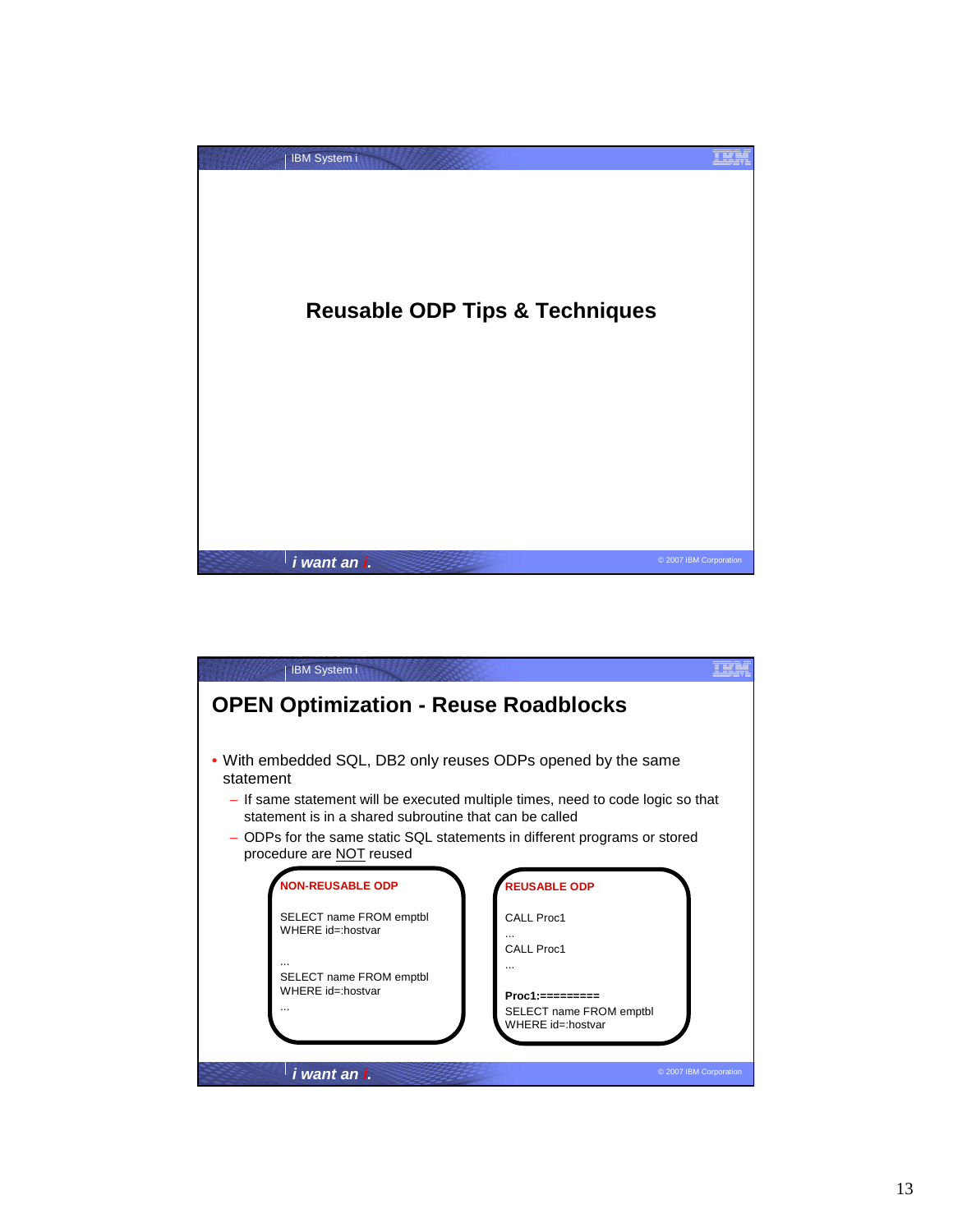# Reusable ODP Tips & Techniques

## OPEN Optimization - Reuse Roadblocks

- With embedded SQL, DB2 only reuses ODPs opened by the same statement
  - If same statement will be executed multiple times, need to code logic so that statement is in a shared subroutine that can be called
  - ODPs for the same static SQL statements in different programs or stored procedure are NOT reused

**NON-REUSABLE ODP**

```
SELECT name FROM emptbl
WHERE id=:hostvar

...
SELECT name FROM emptbl
WHERE id=:hostvar
...
```

**REUSABLE ODP**

```
CALL Proc1
...
CALL Proc1
...

Proc1:=========
SELECT name FROM emptbl
WHERE id=:hostvar
```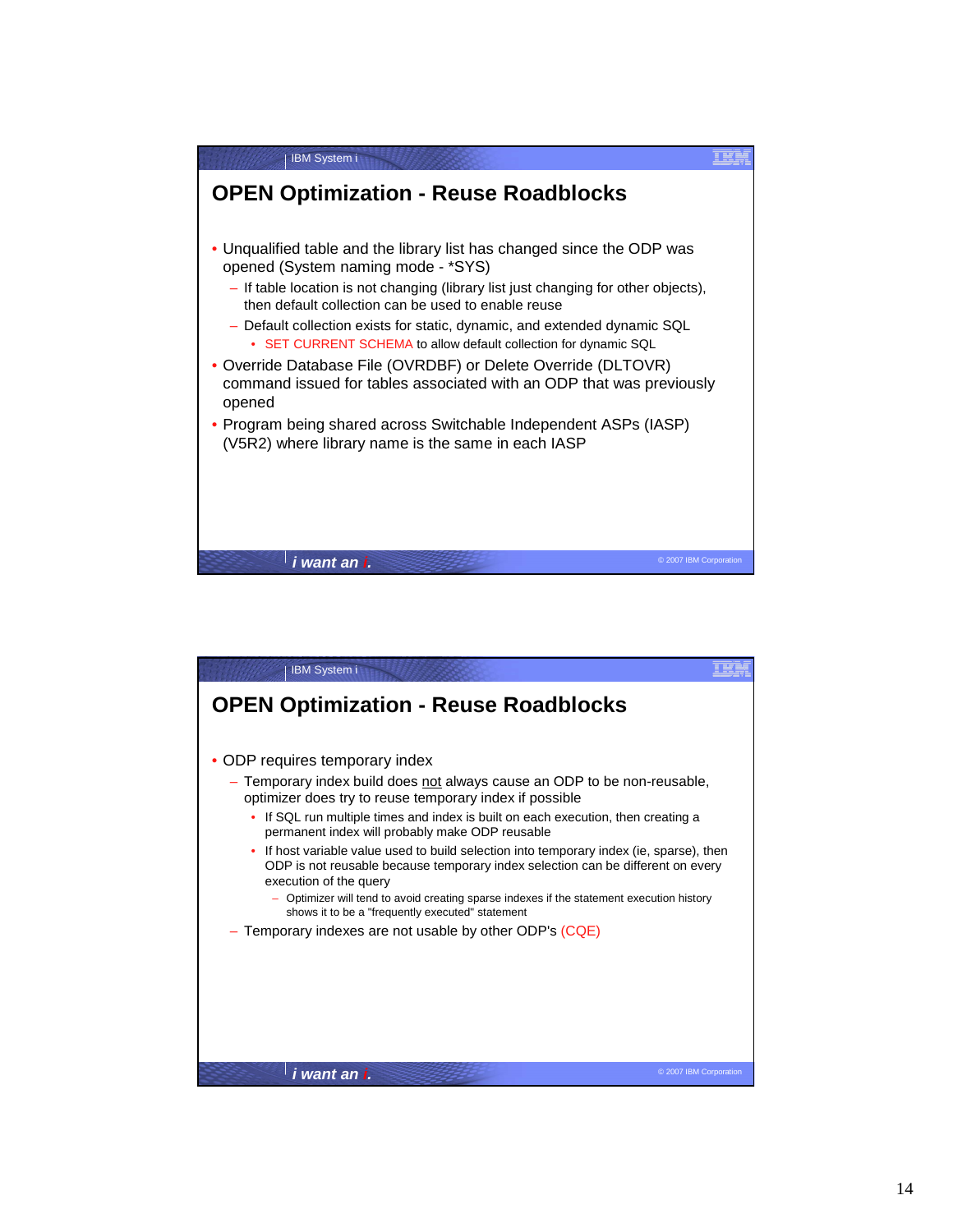## OPEN Optimization - Reuse Roadblocks

- Unqualified table and the library list has changed since the ODP was opened (System naming mode - *SYS)
  - If table location is not changing (library list just changing for other objects), then default collection can be used to enable reuse
  - Default collection exists for static, dynamic, and extended dynamic SQL
    - SET CURRENT SCHEMA to allow default collection for dynamic SQL
- Override Database File (OVRDBF) or Delete Override (DLTOVR) command issued for tables associated with an ODP that was previously opened
- Program being shared across Switchable Independent ASPs (IASP) (V5R2) where library name is the same in each IASP

## OPEN Optimization - Reuse Roadblocks

- ODP requires temporary index
  - Temporary index build does not always cause an ODP to be non-reusable, optimizer does try to reuse temporary index if possible
    - If SQL run multiple times and index is built on each execution, then creating a permanent index will probably make ODP reusable
    - If host variable value used to build selection into temporary index (ie, sparse), then ODP is not reusable because temporary index selection can be different on every execution of the query
      - Optimizer will tend to avoid creating sparse indexes if the statement execution history shows it to be a "frequently executed" statement
  - Temporary indexes are not usable by other ODP's (CQE)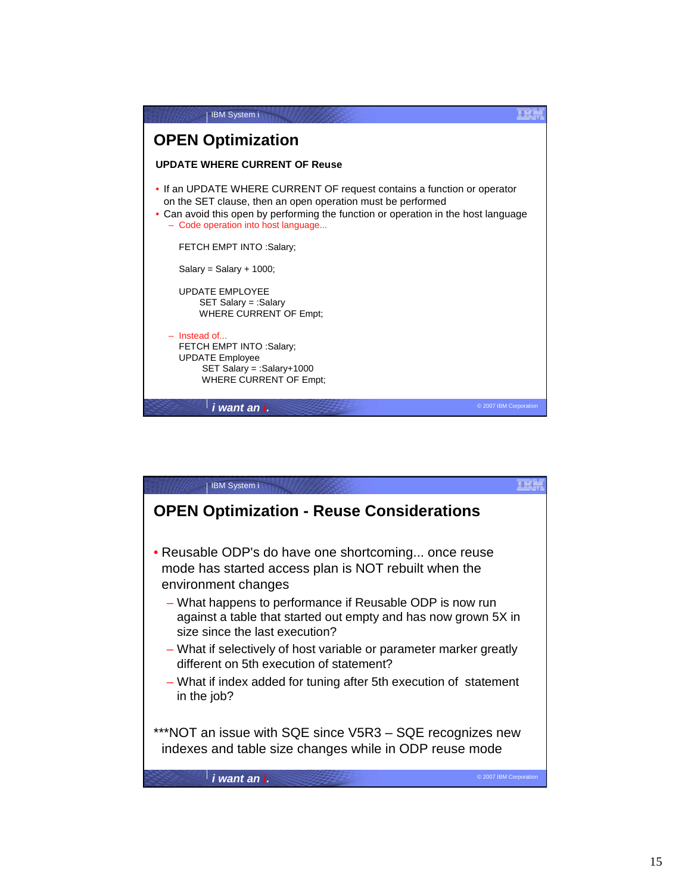## OPEN Optimization

**UPDATE WHERE CURRENT OF Reuse**

- If an UPDATE WHERE CURRENT OF request contains a function or operator on the SET clause, then an open operation must be performed
- Can avoid this open by performing the function or operation in the host language
  - Code operation into host language...

```
FETCH EMPT INTO :Salary;

Salary = Salary + 1000;

UPDATE EMPLOYEE
     SET Salary = :Salary
     WHERE CURRENT OF Empt;
```

  - Instead of...

```
FETCH EMPT INTO :Salary;
UPDATE Employee
      SET Salary = :Salary+1000
      WHERE CURRENT OF Empt;
```

## OPEN Optimization - Reuse Considerations

- Reusable ODP's do have one shortcoming... once reuse mode has started access plan is NOT rebuilt when the environment changes
  - What happens to performance if Reusable ODP is now run against a table that started out empty and has now grown 5X in size since the last execution?
  - What if selectively of host variable or parameter marker greatly different on 5th execution of statement?
  - What if index added for tuning after 5th execution of statement in the job?

***NOT an issue with SQE since V5R3 – SQE recognizes new indexes and table size changes while in ODP reuse mode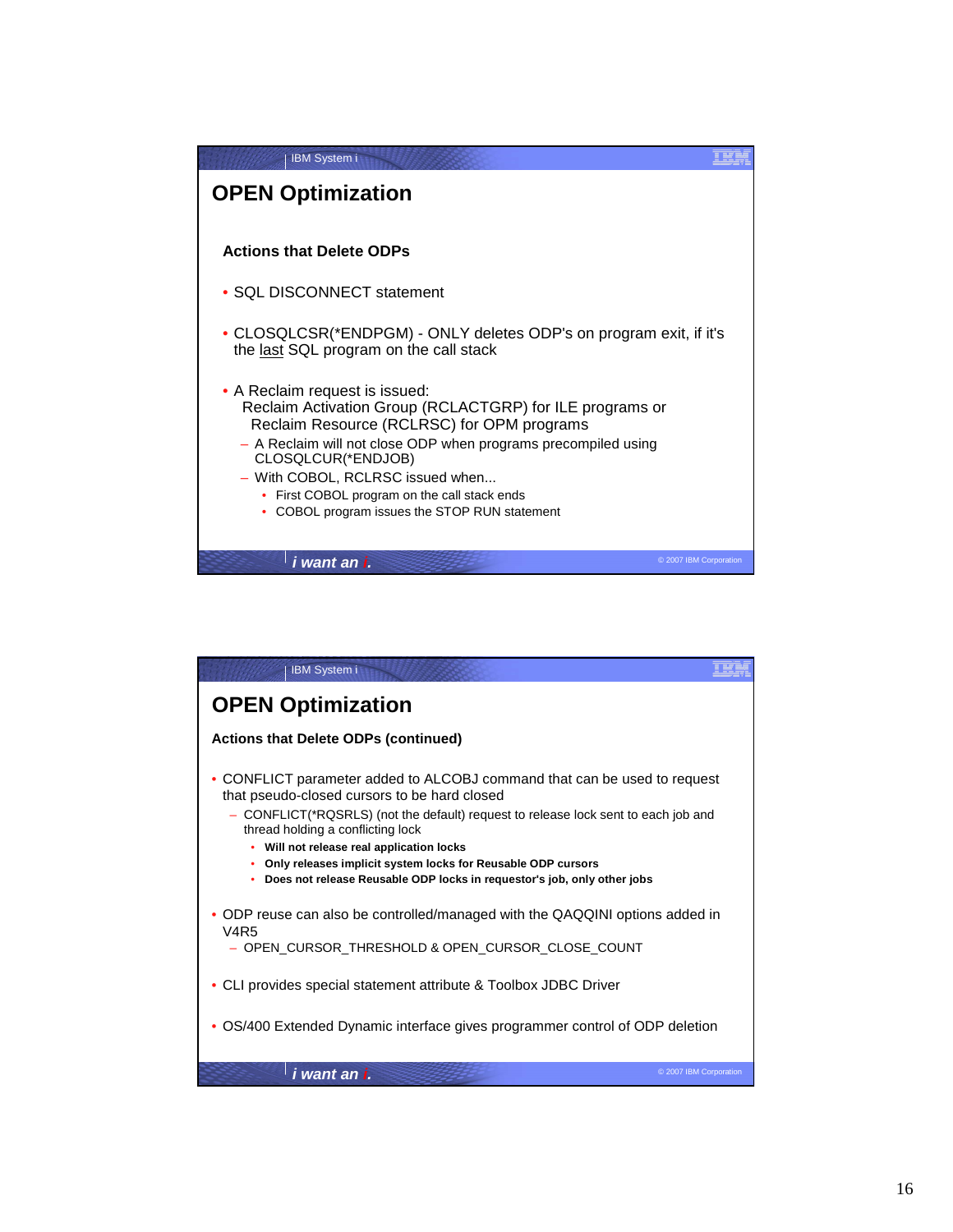# OPEN Optimization

### Actions that Delete ODPs

- SQL DISCONNECT statement
- CLOSQLCSR(*ENDPGM) - ONLY deletes ODP's on program exit, if it's the last SQL program on the call stack
- A Reclaim request is issued:
  Reclaim Activation Group (RCLACTGRP) for ILE programs or
  Reclaim Resource (RCLRSC) for OPM programs
  - A Reclaim will not close ODP when programs precompiled using CLOSQLCUR(*ENDJOB)
  - With COBOL, RCLRSC issued when...
    - First COBOL program on the call stack ends
    - COBOL program issues the STOP RUN statement

# OPEN Optimization

### Actions that Delete ODPs (continued)

- CONFLICT parameter added to ALCOBJ command that can be used to request that pseudo-closed cursors to be hard closed
  - CONFLICT(*RQSRLS) (not the default) request to release lock sent to each job and thread holding a conflicting lock
    - **Will not release real application locks**
    - **Only releases implicit system locks for Reusable ODP cursors**
    - **Does not release Reusable ODP locks in requestor's job, only other jobs**
- ODP reuse can also be controlled/managed with the QAQQINI options added in V4R5
  - OPEN_CURSOR_THRESHOLD & OPEN_CURSOR_CLOSE_COUNT
- CLI provides special statement attribute & Toolbox JDBC Driver
- OS/400 Extended Dynamic interface gives programmer control of ODP deletion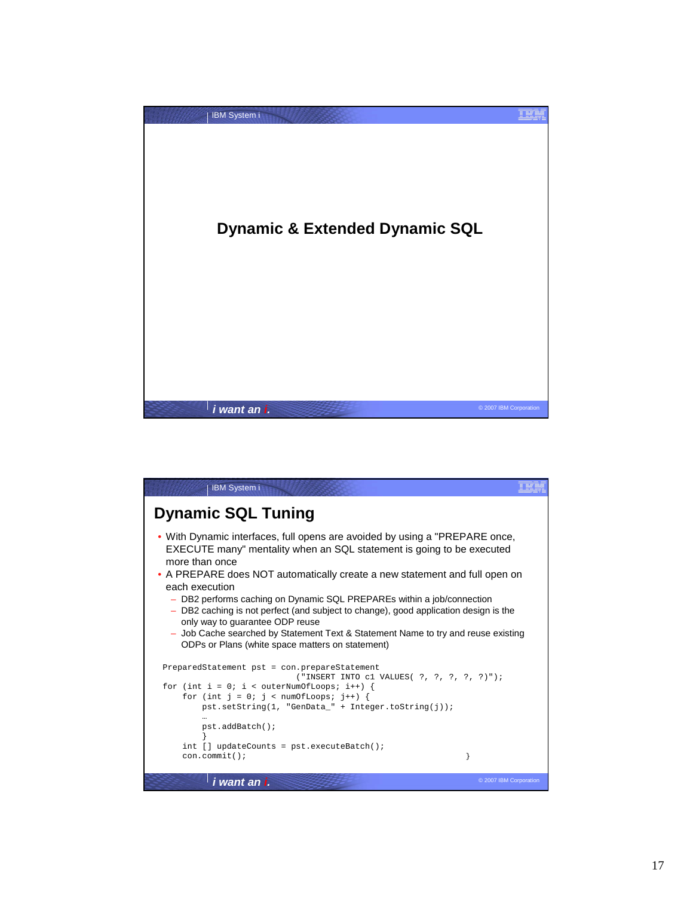# Dynamic & Extended Dynamic SQL

## Dynamic SQL Tuning

- With Dynamic interfaces, full opens are avoided by using a "PREPARE once, EXECUTE many" mentality when an SQL statement is going to be executed more than once
- A PREPARE does NOT automatically create a new statement and full open on each execution
  - DB2 performs caching on Dynamic SQL PREPAREs within a job/connection
  - DB2 caching is not perfect (and subject to change), good application design is the only way to guarantee ODP reuse
  - Job Cache searched by Statement Text & Statement Name to try and reuse existing ODPs or Plans (white space matters on statement)

```
PreparedStatement pst = con.prepareStatement
                           ("INSERT INTO c1 VALUES( ?, ?, ?, ?, ?)");
for (int i = 0; i < outerNumOfLoops; i++) {
    for (int j = 0; j < numOfLoops; j++) {
        pst.setString(1, "GenData_" + Integer.toString(j));
        …
        pst.addBatch();
        }
    int [] updateCounts = pst.executeBatch();
    con.commit();                                          }
```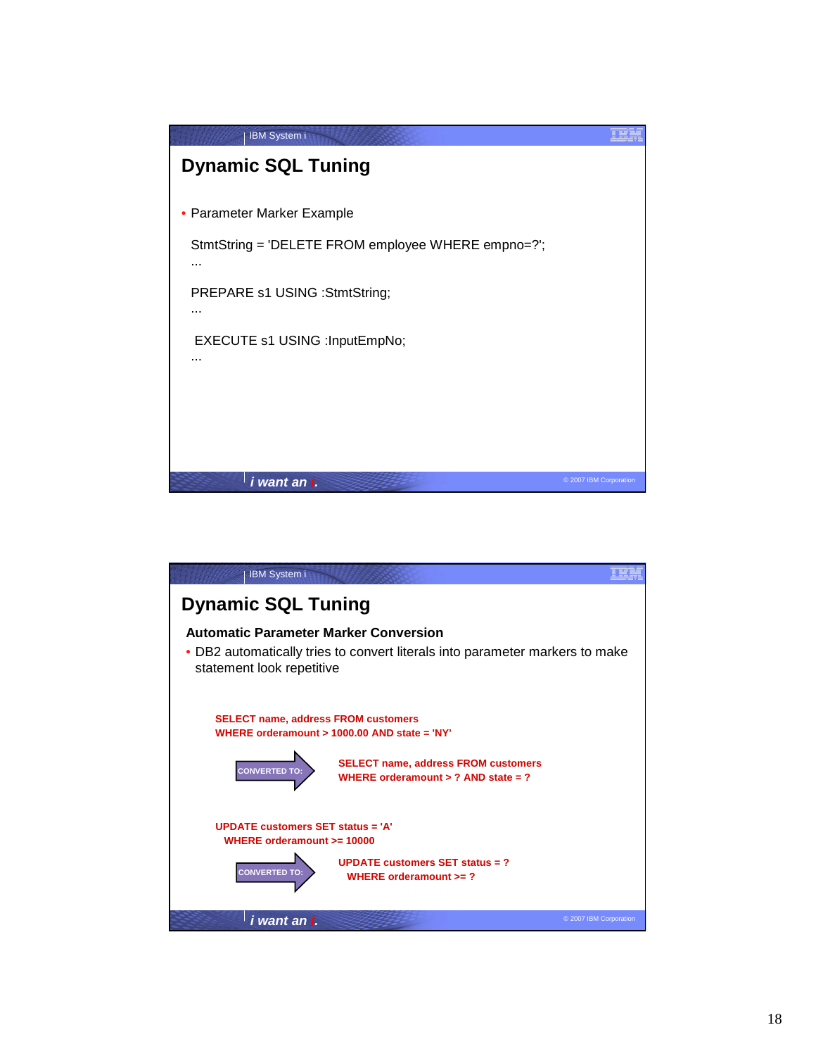## Dynamic SQL Tuning

- Parameter Marker Example

```
StmtString = 'DELETE FROM employee WHERE empno=?';
...

PREPARE s1 USING :StmtString;
...

EXECUTE s1 USING :InputEmpNo;
...
```

## Dynamic SQL Tuning

### Automatic Parameter Marker Conversion

- DB2 automatically tries to convert literals into parameter markers to make statement look repetitive

```
SELECT name, address FROM customers
WHERE orderamount > 1000.00 AND state = 'NY'
```

CONVERTED TO:

```
SELECT name, address FROM customers
WHERE orderamount > ? AND state = ?
```

```
UPDATE customers SET status = 'A'
  WHERE orderamount >= 10000
```

CONVERTED TO:

```
UPDATE customers SET status = ?
  WHERE orderamount >= ?
```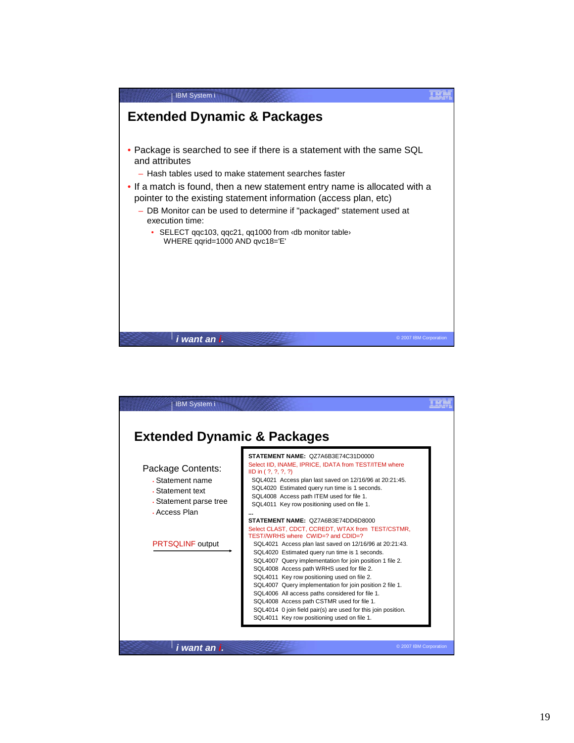## Extended Dynamic & Packages

- Package is searched to see if there is a statement with the same SQL and attributes
  - Hash tables used to make statement searches faster
- If a match is found, then a new statement entry name is allocated with a pointer to the existing statement information (access plan, etc)
  - DB Monitor can be used to determine if "packaged" statement used at execution time:
    - SELECT qqc103, qqc21, qq1000 from ‹db monitor table› WHERE qqrid=1000 AND qvc18='E'

## Extended Dynamic & Packages

Package Contents:

- Statement name
- Statement text
- Statement parse tree
- Access Plan

PRTSQLINF output

```
STATEMENT NAME: QZ7A6B3E74C31D0000
Select IID, INAME, IPRICE, IDATA from TEST/ITEM where
IID in ( ?, ?, ?, ?)
 SQL4021  Access plan last saved on 12/16/96 at 20:21:45.
 SQL4020  Estimated query run time is 1 seconds.
 SQL4008  Access path ITEM used for file 1.
 SQL4011  Key row positioning used on file 1.
...
STATEMENT NAME: QZ7A6B3E74DD6D8000
Select CLAST, CDCT, CCREDT, WTAX from  TEST/CSTMR,
TEST//WRHS where  CWID=? and CDID=?
 SQL4021  Access plan last saved on 12/16/96 at 20:21:43.
 SQL4020  Estimated query run time is 1 seconds.
 SQL4007  Query implementation for join position 1 file 2.
 SQL4008  Access path WRHS used for file 2.
 SQL4011  Key row positioning used on file 2.
 SQL4007  Query implementation for join position 2 file 1.
 SQL4006  All access paths considered for file 1.
 SQL4008  Access path CSTMR used for file 1.
 SQL4014  0 join field pair(s) are used for this join position.
 SQL4011  Key row positioning used on file 1.
```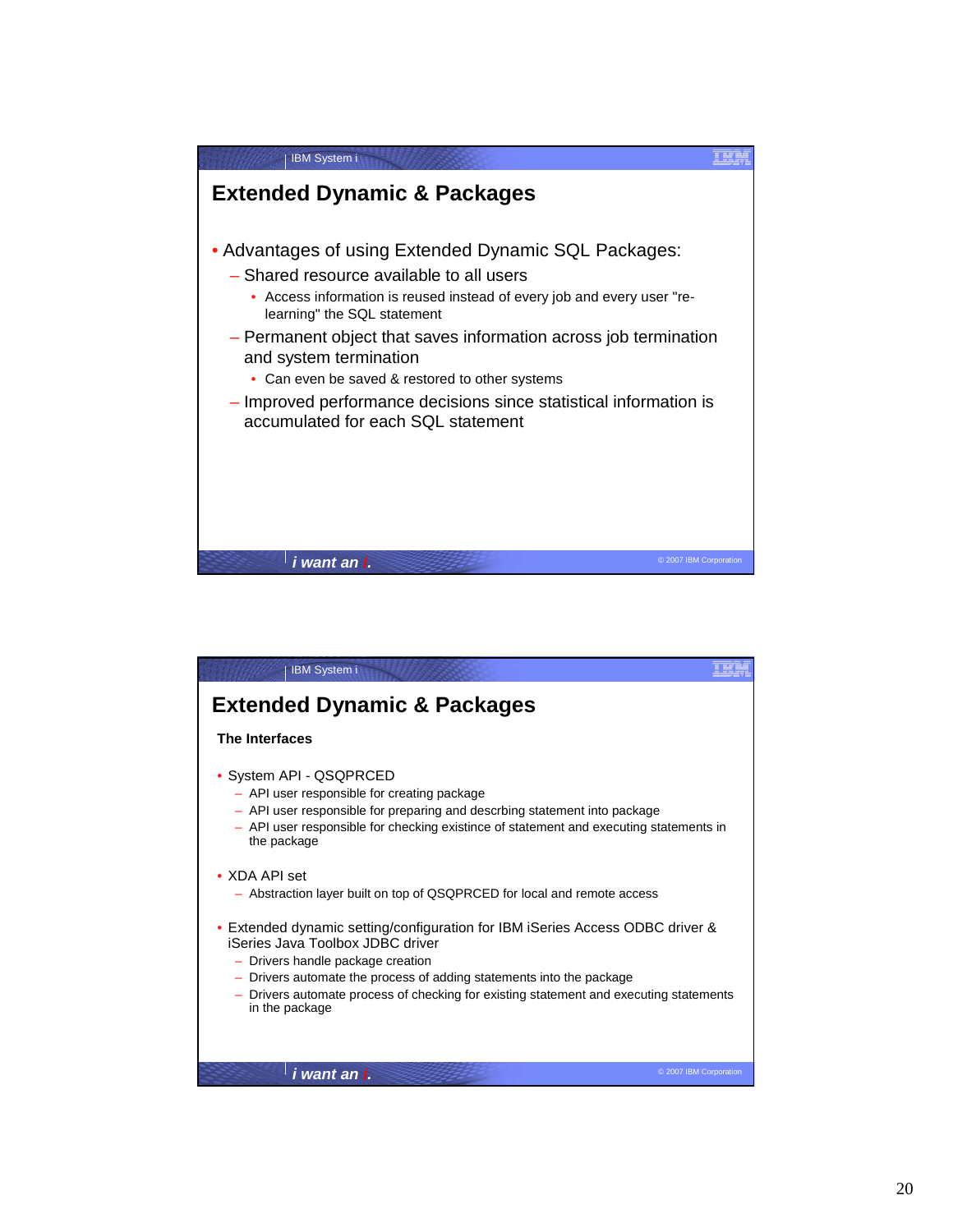## Extended Dynamic & Packages

- Advantages of using Extended Dynamic SQL Packages:
  - Shared resource available to all users
    - Access information is reused instead of every job and every user "re-learning" the SQL statement
  - Permanent object that saves information across job termination and system termination
    - Can even be saved & restored to other systems
  - Improved performance decisions since statistical information is accumulated for each SQL statement

## Extended Dynamic & Packages

**The Interfaces**

- System API - QSQPRCED
  - API user responsible for creating package
  - API user responsible for preparing and descrbing statement into package
  - API user responsible for checking existince of statement and executing statements in the package
- XDA API set
  - Abstraction layer built on top of QSQPRCED for local and remote access
- Extended dynamic setting/configuration for IBM iSeries Access ODBC driver & iSeries Java Toolbox JDBC driver
  - Drivers handle package creation
  - Drivers automate the process of adding statements into the package
  - Drivers automate process of checking for existing statement and executing statements in the package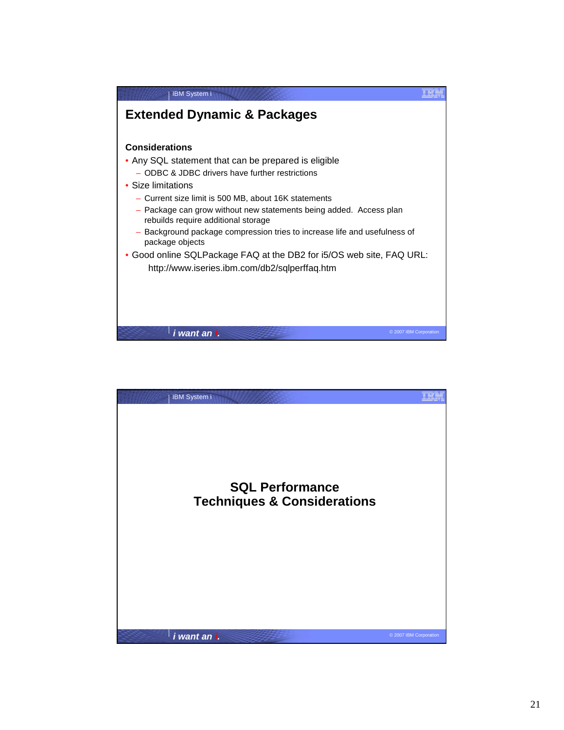## Extended Dynamic & Packages

**Considerations**

- Any SQL statement that can be prepared is eligible
  - ODBC & JDBC drivers have further restrictions
- Size limitations
  - Current size limit is 500 MB, about 16K statements
  - Package can grow without new statements being added. Access plan rebuilds require additional storage
  - Background package compression tries to increase life and usefulness of package objects
- Good online SQLPackage FAQ at the DB2 for i5/OS web site, FAQ URL:
  http://www.iseries.ibm.com/db2/sqlperffaq.htm

## SQL Performance Techniques & Considerations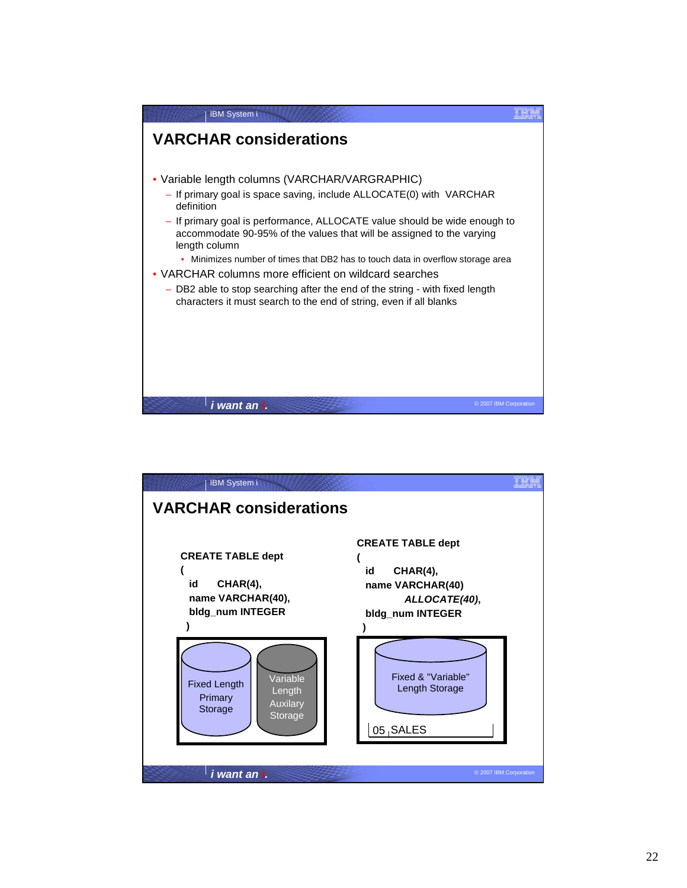## VARCHAR considerations

- Variable length columns (VARCHAR/VARGRAPHIC)
  - If primary goal is space saving, include ALLOCATE(0) with VARCHAR definition
  - If primary goal is performance, ALLOCATE value should be wide enough to accommodate 90-95% of the values that will be assigned to the varying length column
    - Minimizes number of times that DB2 has to touch data in overflow storage area
- VARCHAR columns more efficient on wildcard searches
  - DB2 able to stop searching after the end of the string - with fixed length characters it must search to the end of string, even if all blanks

## VARCHAR considerations

```
CREATE TABLE dept
(
  id     CHAR(4),
  name VARCHAR(40),
  bldg_num INTEGER
)
```

Fixed Length Primary Storage | Variable Length Auxilary Storage

```
CREATE TABLE dept
(
  id     CHAR(4),
  name VARCHAR(40)
          ALLOCATE(40),
  bldg_num INTEGER
)
```

Fixed & "Variable" Length Storage

05 SALES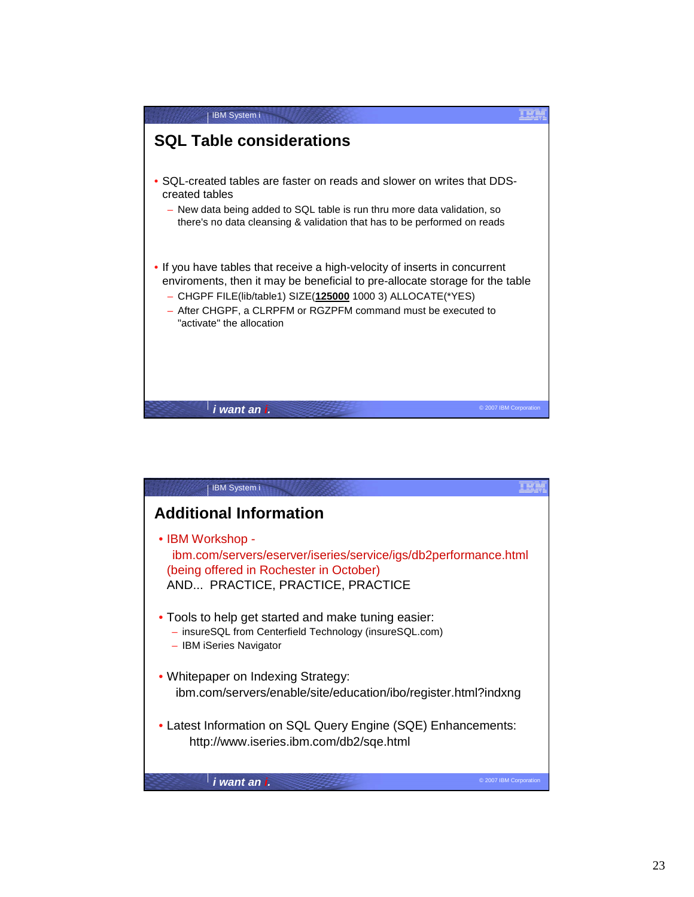## SQL Table considerations

- SQL-created tables are faster on reads and slower on writes that DDS-created tables
  - New data being added to SQL table is run thru more data validation, so there's no data cleansing & validation that has to be performed on reads

- If you have tables that receive a high-velocity of inserts in concurrent enviroments, then it may be beneficial to pre-allocate storage for the table
  - CHGPF FILE(lib/table1) SIZE(**125000** 1000 3) ALLOCATE(*YES)
  - After CHGPF, a CLRPFM or RGZPFM command must be executed to "activate" the allocation

## Additional Information

- IBM Workshop - ibm.com/servers/eserver/iseries/service/igs/db2performance.html (being offered in Rochester in October)
  AND... PRACTICE, PRACTICE, PRACTICE

- Tools to help get started and make tuning easier:
  - insureSQL from Centerfield Technology (insureSQL.com)
  - IBM iSeries Navigator

- Whitepaper on Indexing Strategy:
  ibm.com/servers/enable/site/education/ibo/register.html?indxng

- Latest Information on SQL Query Engine (SQE) Enhancements:
  http://www.iseries.ibm.com/db2/sqe.html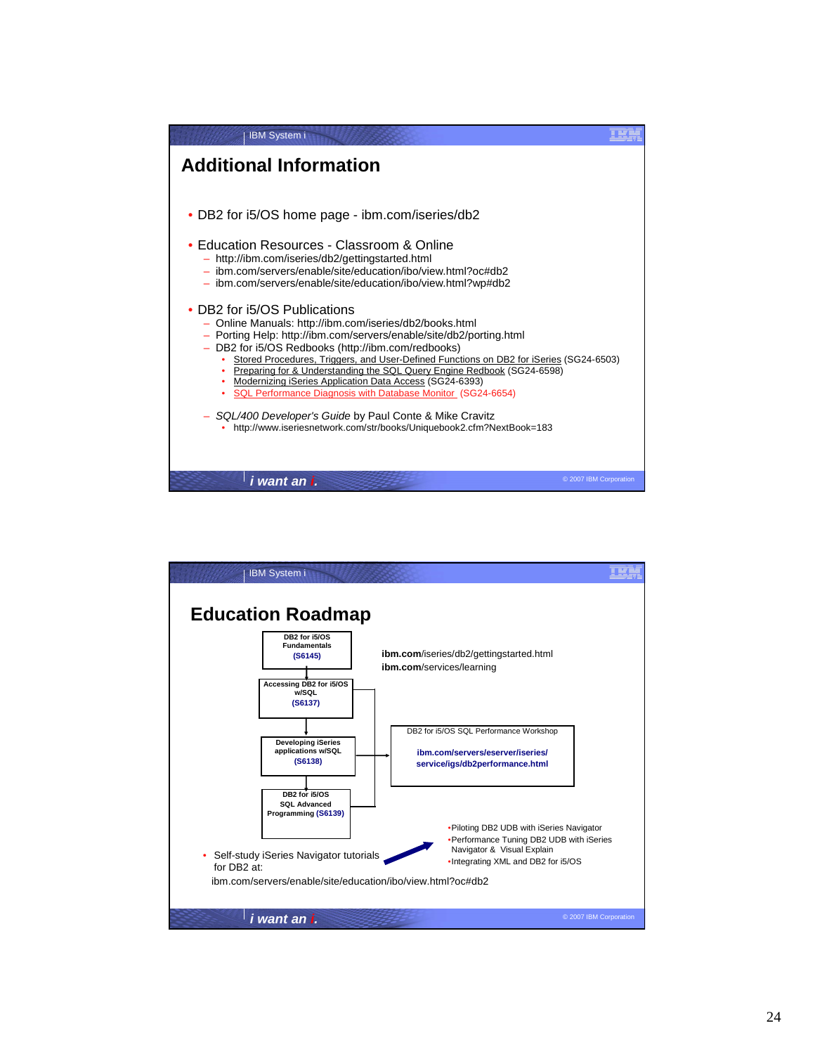## Additional Information

- DB2 for i5/OS home page - ibm.com/iseries/db2
- Education Resources - Classroom & Online
  - http://ibm.com/iseries/db2/gettingstarted.html
  - ibm.com/servers/enable/site/education/ibo/view.html?oc#db2
  - ibm.com/servers/enable/site/education/ibo/view.html?wp#db2
- DB2 for i5/OS Publications
  - Online Manuals: http://ibm.com/iseries/db2/books.html
  - Porting Help: http://ibm.com/servers/enable/site/db2/porting.html
  - DB2 for i5/OS Redbooks (http://ibm.com/redbooks)
    - Stored Procedures, Triggers, and User-Defined Functions on DB2 for iSeries (SG24-6503)
    - Preparing for & Understanding the SQL Query Engine Redbook (SG24-6598)
    - Modernizing iSeries Application Data Access (SG24-6393)
    - SQL Performance Diagnosis with Database Monitor (SG24-6654)
  - *SQL/400 Developer's Guide* by Paul Conte & Mike Cravitz
    - http://www.iseriesnetwork.com/str/books/Uniquebook2.cfm?NextBook=183

## Education Roadmap

- DB2 for i5/OS Fundamentals (S6145)
- Accessing DB2 for i5/OS w/SQL (S6137)
- Developing iSeries applications w/SQL (S6138)
- DB2 for i5/OS SQL Advanced Programming (S6139)

**ibm.com**/iseries/db2/gettingstarted.html
**ibm.com**/services/learning

DB2 for i5/OS SQL Performance Workshop

**ibm.com/servers/eserver/iseries/service/igs/db2performance.html**

- Self-study iSeries Navigator tutorials for DB2 at:
  ibm.com/servers/enable/site/education/ibo/view.html?oc#db2
  - Piloting DB2 UDB with iSeries Navigator
  - Performance Tuning DB2 UDB with iSeries Navigator & Visual Explain
  - Integrating XML and DB2 for i5/OS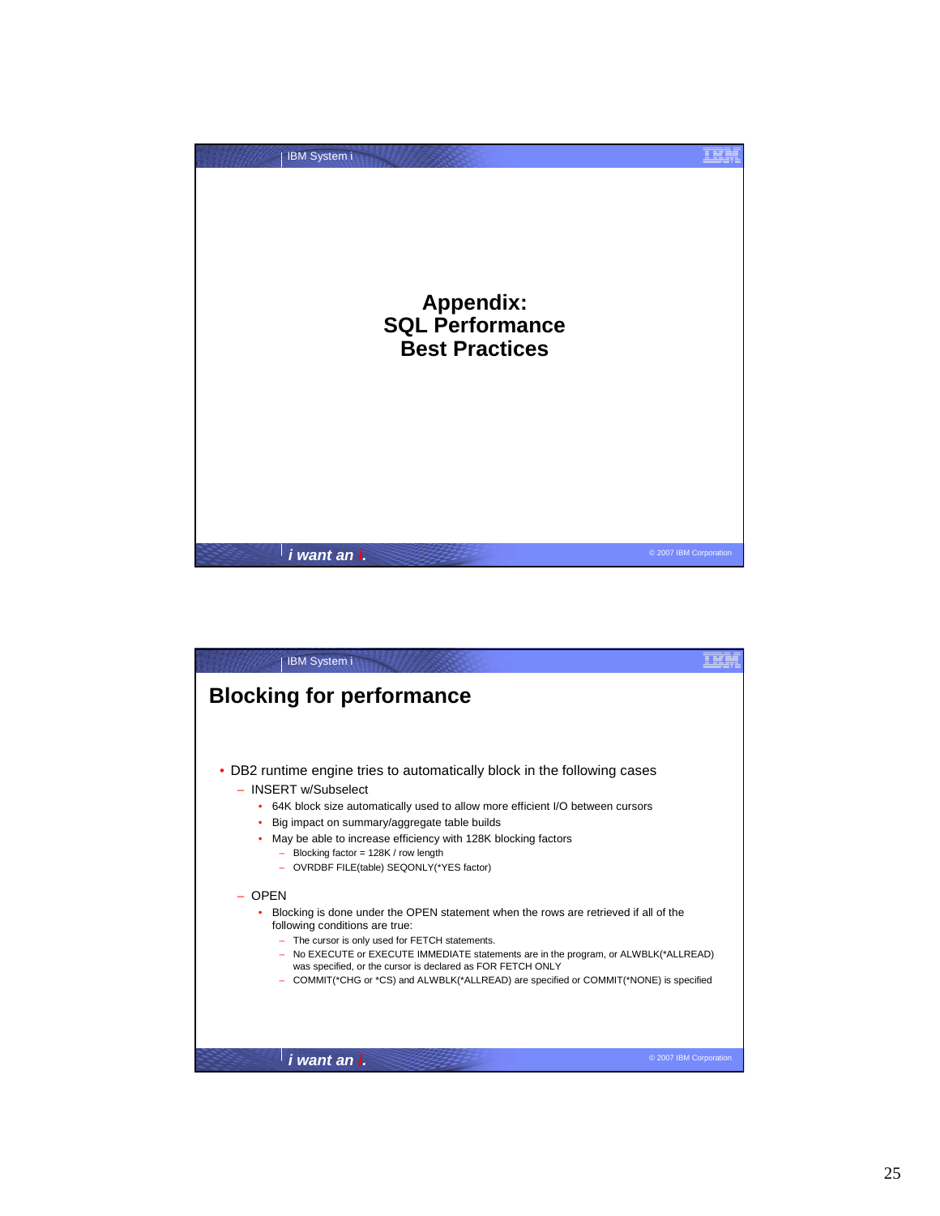# Appendix: SQL Performance Best Practices

## Blocking for performance

- DB2 runtime engine tries to automatically block in the following cases
  - INSERT w/Subselect
    - 64K block size automatically used to allow more efficient I/O between cursors
    - Big impact on summary/aggregate table builds
    - May be able to increase efficiency with 128K blocking factors
      - Blocking factor = 128K / row length
      - OVRDBF FILE(table) SEQONLY(*YES factor)
  - OPEN
    - Blocking is done under the OPEN statement when the rows are retrieved if all of the following conditions are true:
      - The cursor is only used for FETCH statements.
      - No EXECUTE or EXECUTE IMMEDIATE statements are in the program, or ALWBLK(*ALLREAD) was specified, or the cursor is declared as FOR FETCH ONLY
      - COMMIT(*CHG or *CS) and ALWBLK(*ALLREAD) are specified or COMMIT(*NONE) is specified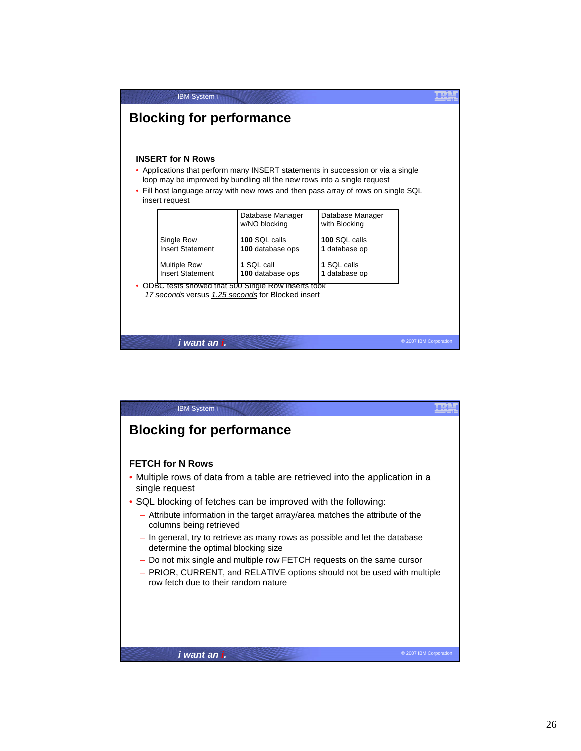# Blocking for performance

### INSERT for N Rows

- Applications that perform many INSERT statements in succession or via a single loop may be improved by bundling all the new rows into a single request
- Fill host language array with new rows and then pass array of rows on single SQL insert request

| | Database Manager w/NO blocking | Database Manager with Blocking |
|---|---|---|
| Single Row Insert Statement | **100** SQL calls **100** database ops | **100** SQL calls **1** database op |
| Multiple Row Insert Statement | **1** SQL call **100** database ops | **1** SQL calls **1** database op |

- ODBC tests showed that 500 Single Row inserts took *17 seconds* versus *1.25 seconds* for Blocked insert

# Blocking for performance

### FETCH for N Rows

- Multiple rows of data from a table are retrieved into the application in a single request
- SQL blocking of fetches can be improved with the following:
  - Attribute information in the target array/area matches the attribute of the columns being retrieved
  - In general, try to retrieve as many rows as possible and let the database determine the optimal blocking size
  - Do not mix single and multiple row FETCH requests on the same cursor
  - PRIOR, CURRENT, and RELATIVE options should not be used with multiple row fetch due to their random nature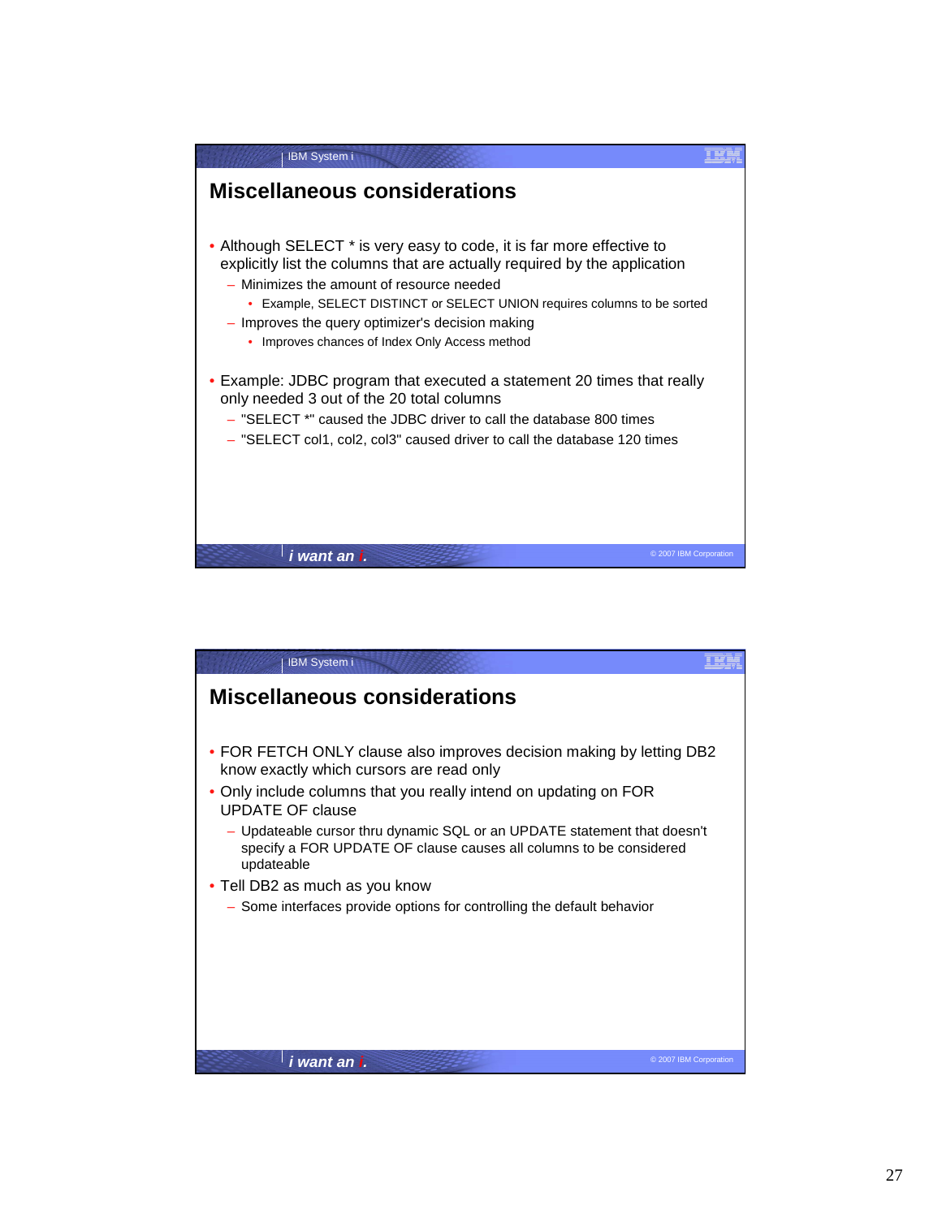## Miscellaneous considerations

- Although SELECT * is very easy to code, it is far more effective to explicitly list the columns that are actually required by the application
  - Minimizes the amount of resource needed
    - Example, SELECT DISTINCT or SELECT UNION requires columns to be sorted
  - Improves the query optimizer's decision making
    - Improves chances of Index Only Access method
- Example: JDBC program that executed a statement 20 times that really only needed 3 out of the 20 total columns
  - "SELECT *" caused the JDBC driver to call the database 800 times
  - "SELECT col1, col2, col3" caused driver to call the database 120 times

## Miscellaneous considerations

- FOR FETCH ONLY clause also improves decision making by letting DB2 know exactly which cursors are read only
- Only include columns that you really intend on updating on FOR UPDATE OF clause
  - Updateable cursor thru dynamic SQL or an UPDATE statement that doesn't specify a FOR UPDATE OF clause causes all columns to be considered updateable
- Tell DB2 as much as you know
  - Some interfaces provide options for controlling the default behavior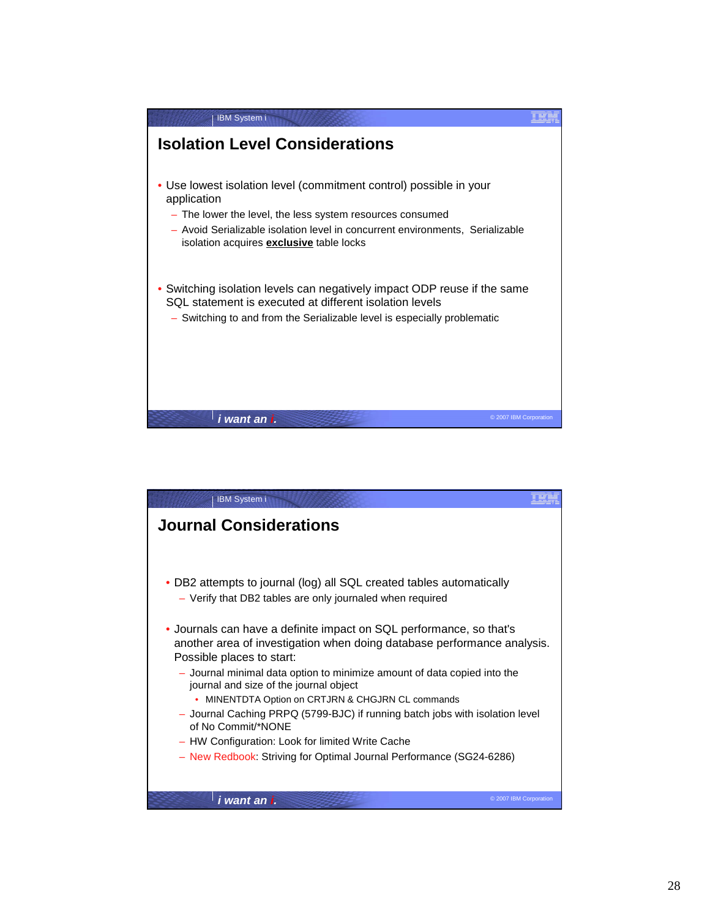## Isolation Level Considerations

- Use lowest isolation level (commitment control) possible in your application
  - The lower the level, the less system resources consumed
  - Avoid Serializable isolation level in concurrent environments, Serializable isolation acquires **exclusive** table locks
- Switching isolation levels can negatively impact ODP reuse if the same SQL statement is executed at different isolation levels
  - Switching to and from the Serializable level is especially problematic

## Journal Considerations

- DB2 attempts to journal (log) all SQL created tables automatically
  - Verify that DB2 tables are only journaled when required
- Journals can have a definite impact on SQL performance, so that's another area of investigation when doing database performance analysis. Possible places to start:
  - Journal minimal data option to minimize amount of data copied into the journal and size of the journal object
    - MINENTDTA Option on CRTJRN & CHGJRN CL commands
  - Journal Caching PRPQ (5799-BJC) if running batch jobs with isolation level of No Commit/*NONE
  - HW Configuration: Look for limited Write Cache
  - New Redbook: Striving for Optimal Journal Performance (SG24-6286)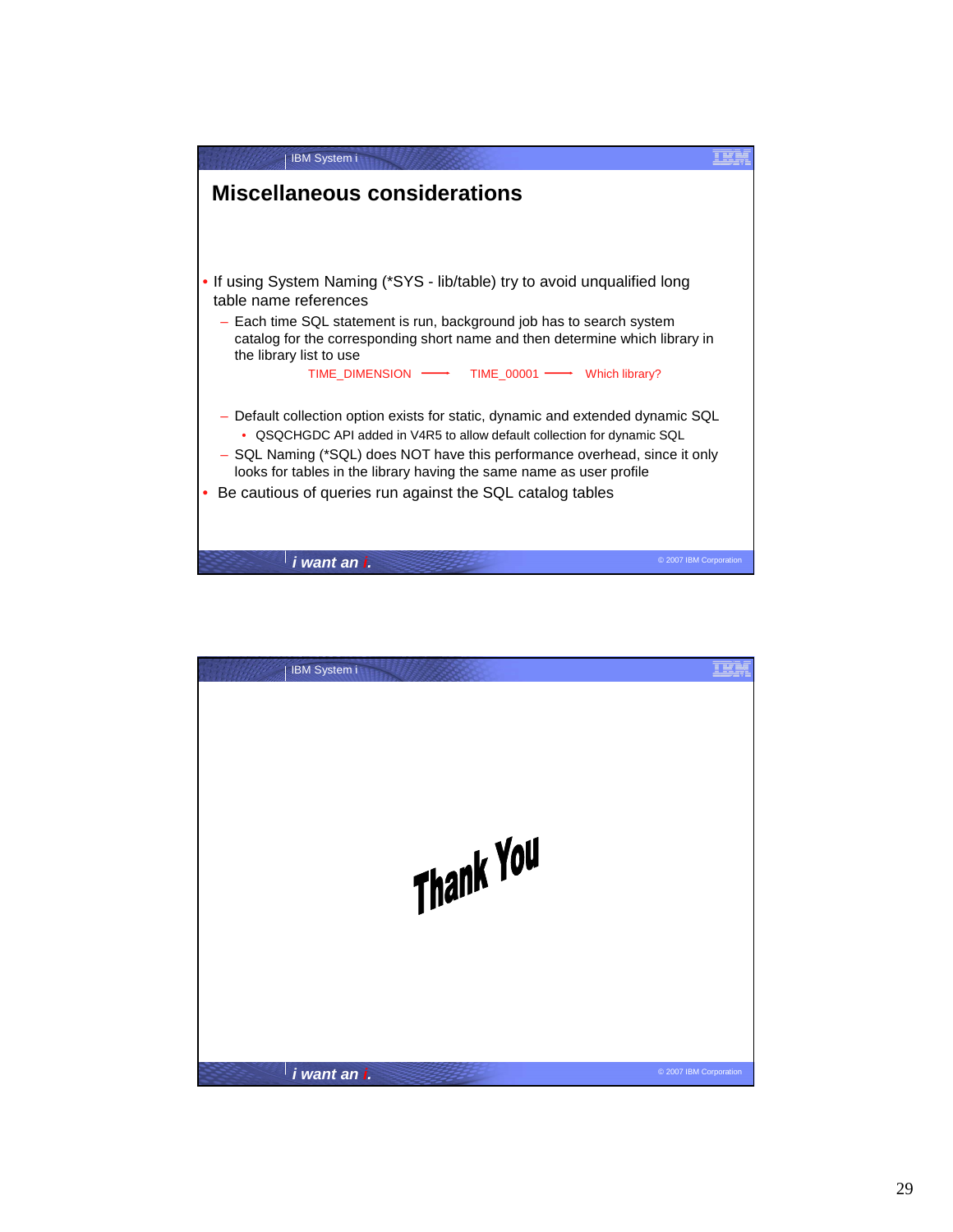## Miscellaneous considerations

- If using System Naming (*SYS - lib/table) try to avoid unqualified long table name references
  - Each time SQL statement is run, background job has to search system catalog for the corresponding short name and then determine which library in the library list to use

    TIME_DIMENSION ⟶ TIME_00001 ⟶ Which library?

  - Default collection option exists for static, dynamic and extended dynamic SQL
    - QSQCHGDC API added in V4R5 to allow default collection for dynamic SQL
  - SQL Naming (*SQL) does NOT have this performance overhead, since it only looks for tables in the library having the same name as user profile
- Be cautious of queries run against the SQL catalog tables

Thank You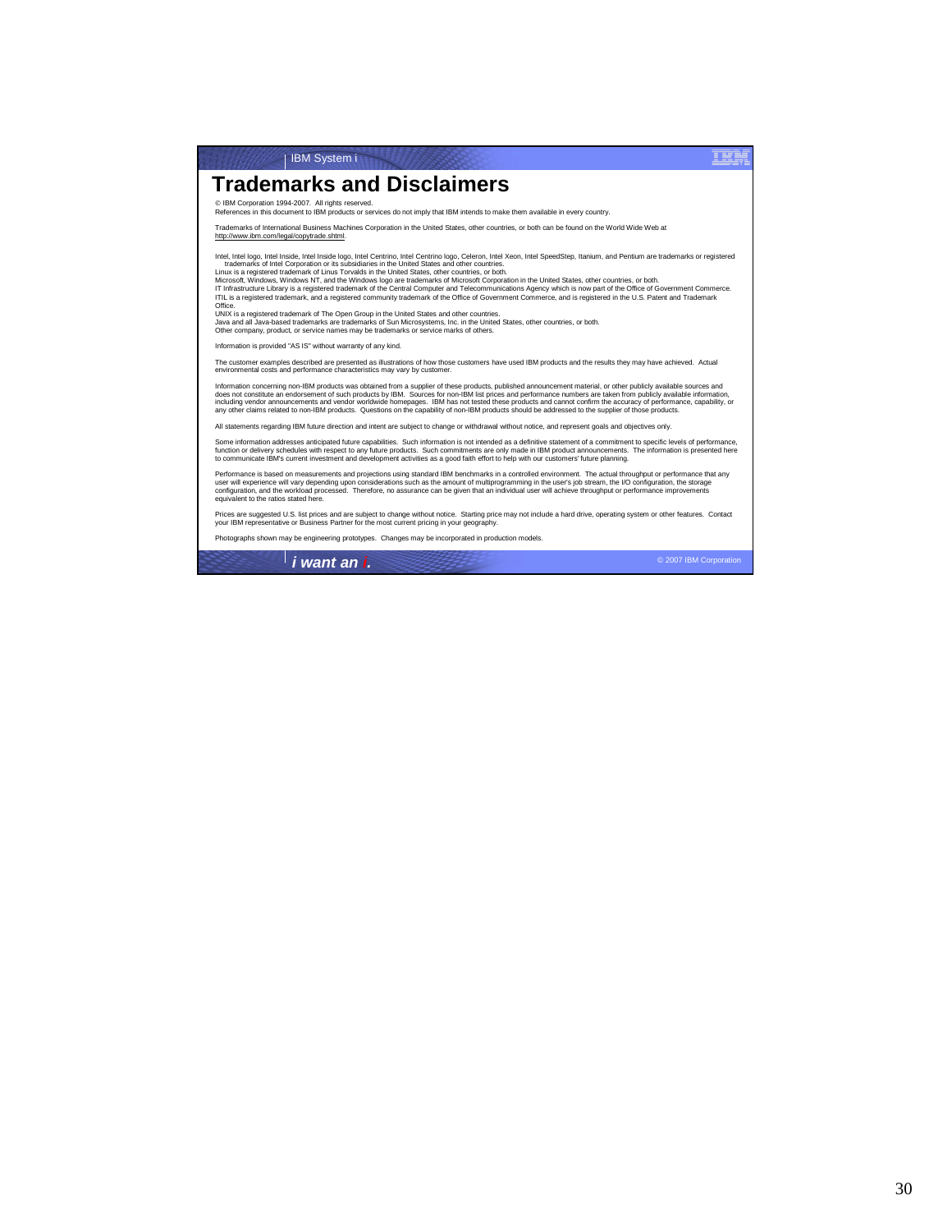# Trademarks and Disclaimers

© IBM Corporation 1994-2007. All rights reserved.
References in this document to IBM products or services do not imply that IBM intends to make them available in every country.

Trademarks of International Business Machines Corporation in the United States, other countries, or both can be found on the World Wide Web at http://www.ibm.com/legal/copytrade.shtml.

Intel, Intel logo, Intel Inside, Intel Inside logo, Intel Centrino, Intel Centrino logo, Celeron, Intel Xeon, Intel SpeedStep, Itanium, and Pentium are trademarks or registered trademarks of Intel Corporation or its subsidiaries in the United States and other countries.
Linux is a registered trademark of Linus Torvalds in the United States, other countries, or both.
Microsoft, Windows, Windows NT, and the Windows logo are trademarks of Microsoft Corporation in the United States, other countries, or both.
IT Infrastructure Library is a registered trademark of the Central Computer and Telecommunications Agency which is now part of the Office of Government Commerce.
ITIL is a registered trademark, and a registered community trademark of the Office of Government Commerce, and is registered in the U.S. Patent and Trademark Office.
UNIX is a registered trademark of The Open Group in the United States and other countries.
Java and all Java-based trademarks are trademarks of Sun Microsystems, Inc. in the United States, other countries, or both.
Other company, product, or service names may be trademarks or service marks of others.

Information is provided "AS IS" without warranty of any kind.

The customer examples described are presented as illustrations of how those customers have used IBM products and the results they may have achieved. Actual environmental costs and performance characteristics may vary by customer.

Information concerning non-IBM products was obtained from a supplier of these products, published announcement material, or other publicly available sources and does not constitute an endorsement of such products by IBM. Sources for non-IBM list prices and performance numbers are taken from publicly available information, including vendor announcements and vendor worldwide homepages. IBM has not tested these products and cannot confirm the accuracy of performance, capability, or any other claims related to non-IBM products. Questions on the capability of non-IBM products should be addressed to the supplier of those products.

All statements regarding IBM future direction and intent are subject to change or withdrawal without notice, and represent goals and objectives only.

Some information addresses anticipated future capabilities. Such information is not intended as a definitive statement of a commitment to specific levels of performance, function or delivery schedules with respect to any future products. Such commitments are only made in IBM product announcements. The information is presented here to communicate IBM's current investment and development activities as a good faith effort to help with our customers' future planning.

Performance is based on measurements and projections using standard IBM benchmarks in a controlled environment. The actual throughput or performance that any user will experience will vary depending upon considerations such as the amount of multiprogramming in the user's job stream, the I/O configuration, the storage configuration, and the workload processed. Therefore, no assurance can be given that an individual user will achieve throughput or performance improvements equivalent to the ratios stated here.

Prices are suggested U.S. list prices and are subject to change without notice. Starting price may not include a hard drive, operating system or other features. Contact your IBM representative or Business Partner for the most current pricing in your geography.

Photographs shown may be engineering prototypes. Changes may be incorporated in production models.